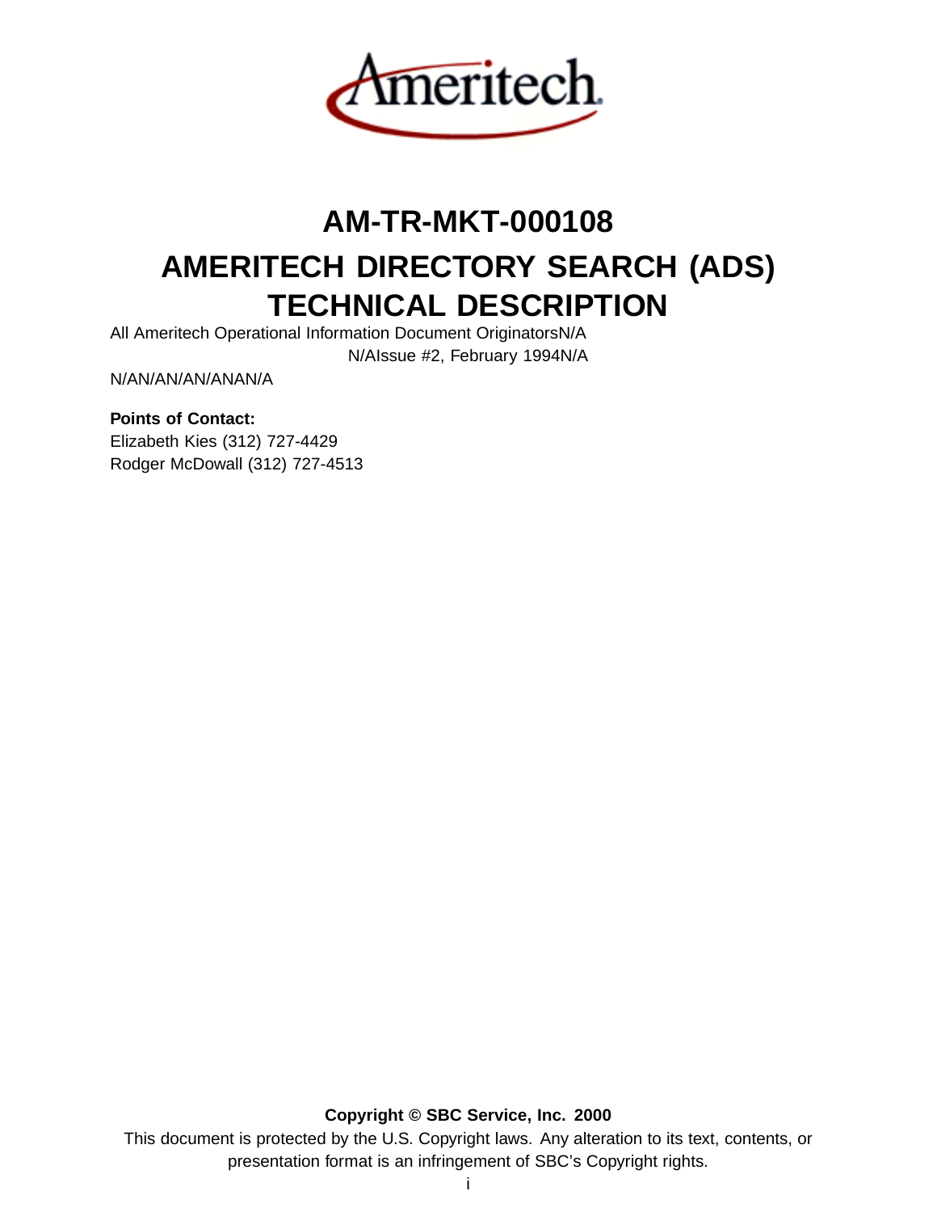# AM-TR-MKT-000108

# AMERITECH DIRECTORY SEARCH (ADS) TECHNICAL DESCRIPTION

All Ameritech Operational Information Document OriginatorsN/A

N/AIssue #2, February 1994N/A

N/AN/AN/AN/ANAN/A

**Points of Contact:**

Elizabeth Kies (312) 727-4429

Rodger McDowall (312) 727-4513

**Copyright © SBC Service, Inc. 2000**

This document is protected by the U.S. Copyright laws. Any alteration to its text, contents, or presentation format is an infringement of SBC's Copyright rights.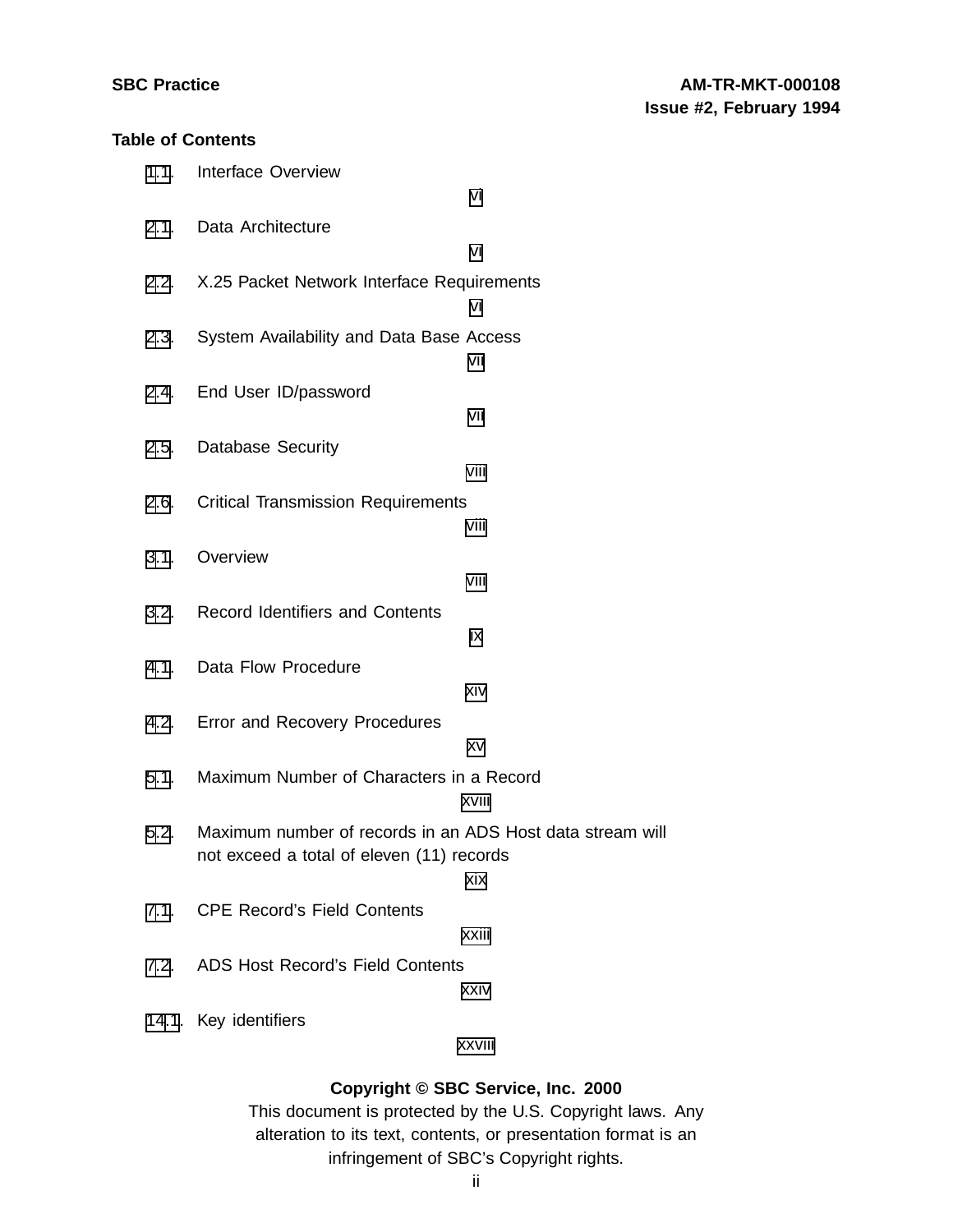**Table of Contents**

- 1.1. Interface Overview — VI
- 2.1. Data Architecture — VI
- 2.2. X.25 Packet Network Interface Requirements — VI
- 2.3. System Availability and Data Base Access — VII
- 2.4. End User ID/password — VII
- 2.5. Database Security — VIII
- 2.6. Critical Transmission Requirements — VIII
- 3.1. Overview — VIII
- 3.2. Record Identifiers and Contents — IX
- 4.1. Data Flow Procedure — XIV
- 4.2. Error and Recovery Procedures — XV
- 5.1. Maximum Number of Characters in a Record — XVIII
- 5.2. Maximum number of records in an ADS Host data stream will not exceed a total of eleven (11) records — XIX
- 7.1. CPE Record's Field Contents — XXIII
- 7.2. ADS Host Record's Field Contents — XXIV
- 14.1. Key identifiers — XXVIII

**Copyright © SBC Service, Inc. 2000**

This document is protected by the U.S. Copyright laws. Any alteration to its text, contents, or presentation format is an infringement of SBC's Copyright rights.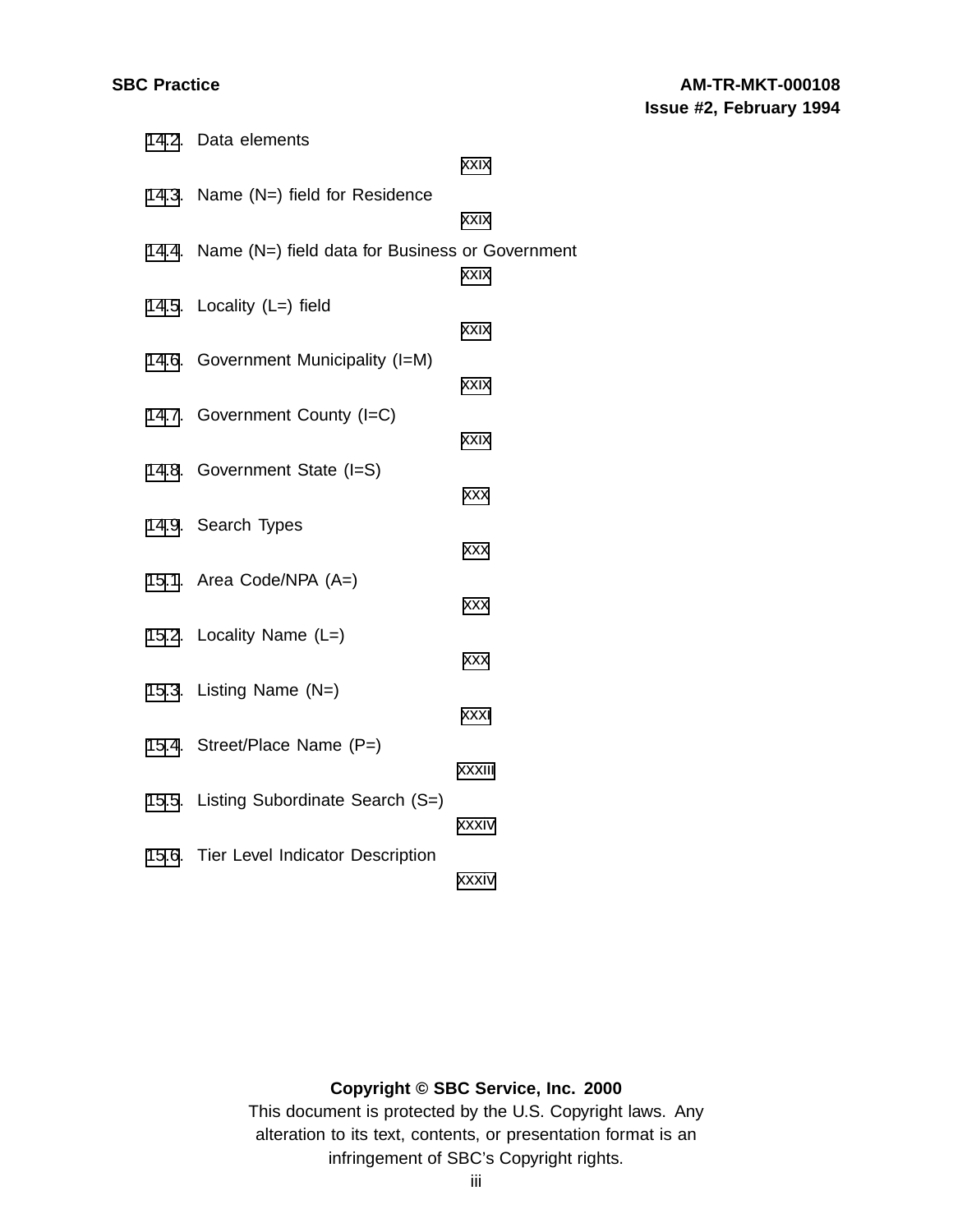14.2. Data elements xxix

14.3. Name (N=) field for Residence xxix

14.4. Name (N=) field data for Business or Government xxix

14.5. Locality (L=) field xxix

14.6. Government Municipality (I=M) xxix

14.7. Government County (I=C) xxix

14.8. Government State (I=S) xxx

14.9. Search Types xxx

15.1. Area Code/NPA (A=) xxx

15.2. Locality Name (L=) xxx

15.3. Listing Name (N=) xxxi

15.4. Street/Place Name (P=) xxxiii

15.5. Listing Subordinate Search (S=) xxxiv

15.6. Tier Level Indicator Description xxxiv

**Copyright © SBC Service, Inc. 2000**

This document is protected by the U.S. Copyright laws. Any alteration to its text, contents, or presentation format is an infringement of SBC's Copyright rights.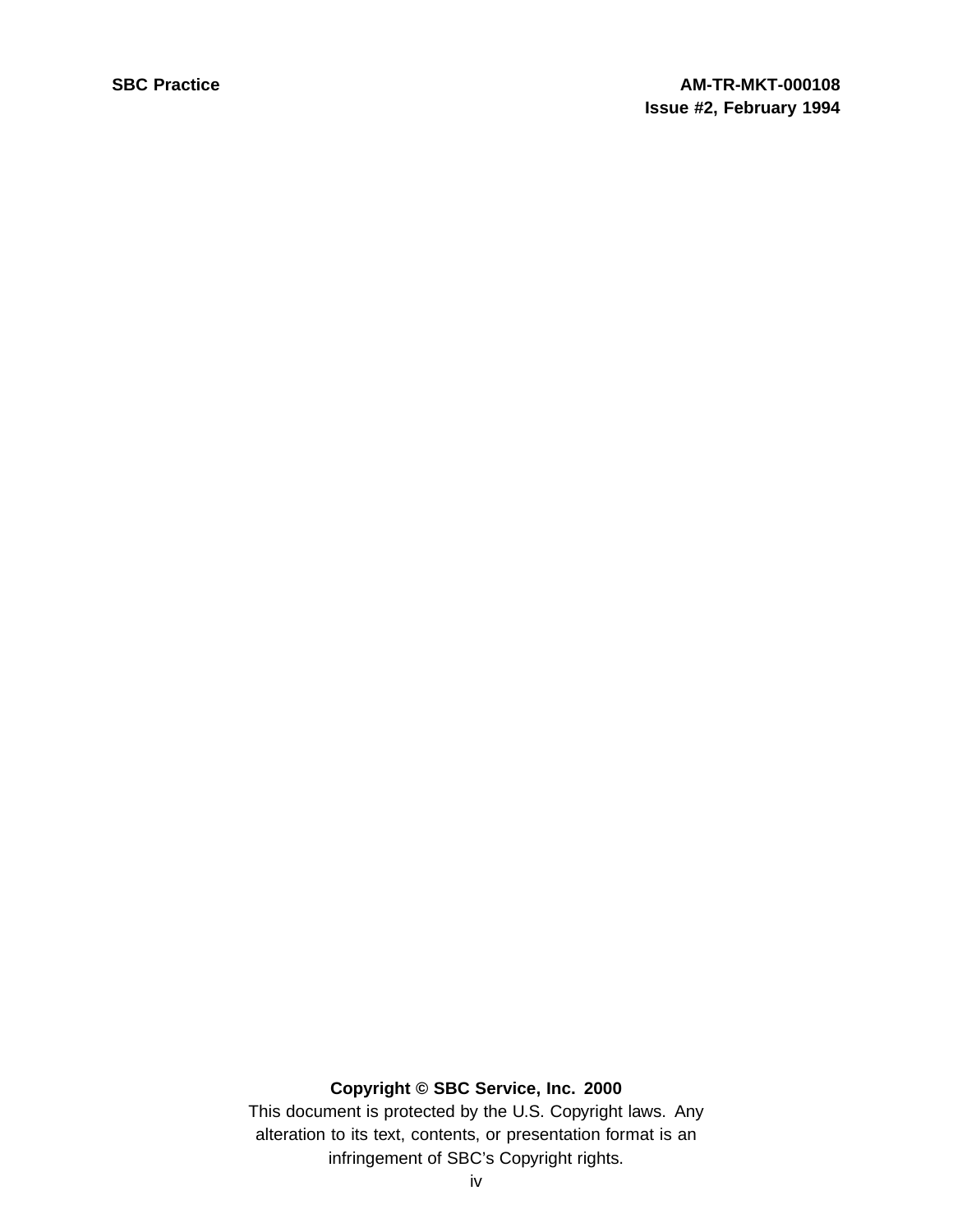**Copyright © SBC Service, Inc. 2000**

This document is protected by the U.S. Copyright laws. Any alteration to its text, contents, or presentation format is an infringement of SBC's Copyright rights.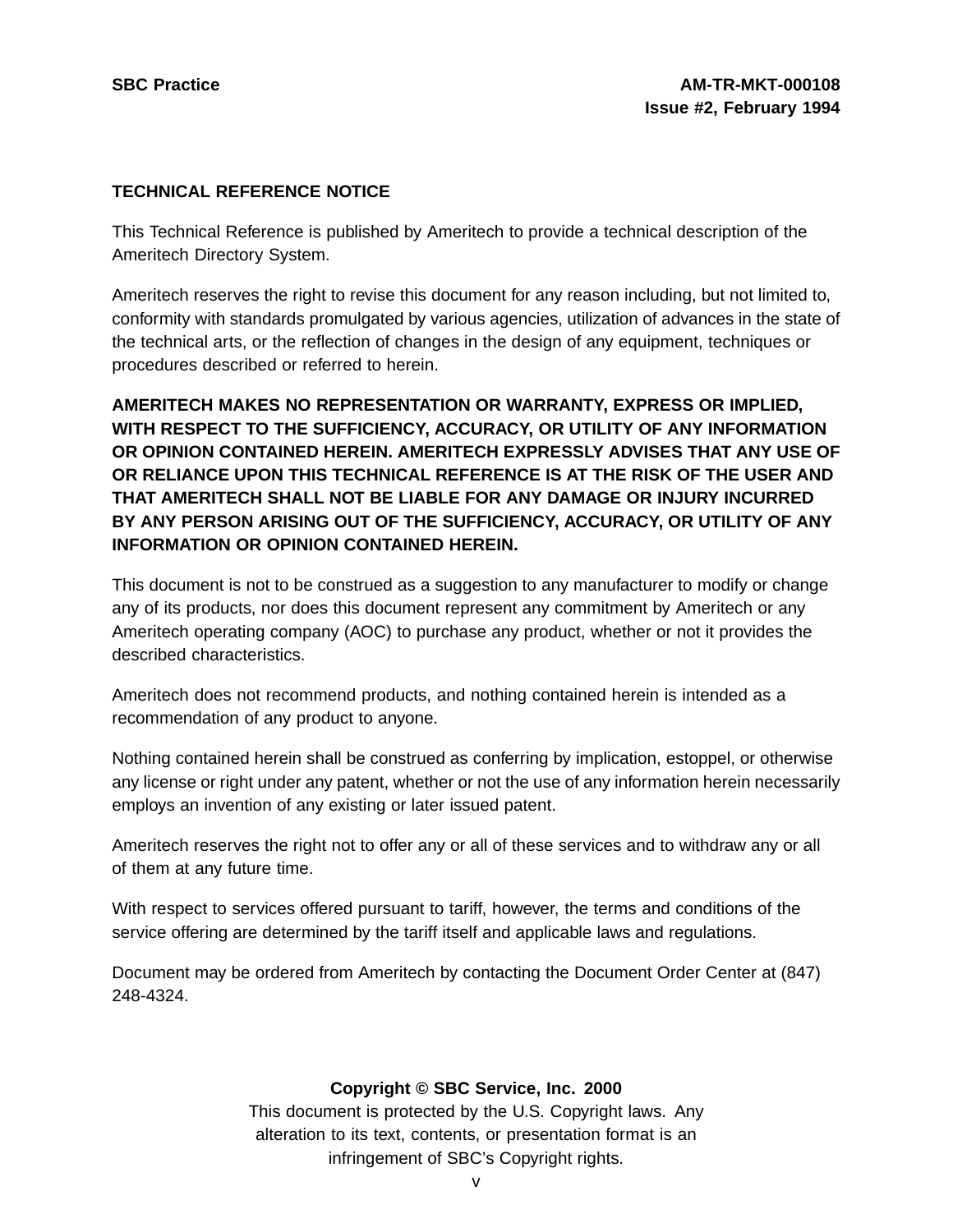## TECHNICAL REFERENCE NOTICE

This Technical Reference is published by Ameritech to provide a technical description of the Ameritech Directory System.

Ameritech reserves the right to revise this document for any reason including, but not limited to, conformity with standards promulgated by various agencies, utilization of advances in the state of the technical arts, or the reflection of changes in the design of any equipment, techniques or procedures described or referred to herein.

**AMERITECH MAKES NO REPRESENTATION OR WARRANTY, EXPRESS OR IMPLIED, WITH RESPECT TO THE SUFFICIENCY, ACCURACY, OR UTILITY OF ANY INFORMATION OR OPINION CONTAINED HEREIN. AMERITECH EXPRESSLY ADVISES THAT ANY USE OF OR RELIANCE UPON THIS TECHNICAL REFERENCE IS AT THE RISK OF THE USER AND THAT AMERITECH SHALL NOT BE LIABLE FOR ANY DAMAGE OR INJURY INCURRED BY ANY PERSON ARISING OUT OF THE SUFFICIENCY, ACCURACY, OR UTILITY OF ANY INFORMATION OR OPINION CONTAINED HEREIN.**

This document is not to be construed as a suggestion to any manufacturer to modify or change any of its products, nor does this document represent any commitment by Ameritech or any Ameritech operating company (AOC) to purchase any product, whether or not it provides the described characteristics.

Ameritech does not recommend products, and nothing contained herein is intended as a recommendation of any product to anyone.

Nothing contained herein shall be construed as conferring by implication, estoppel, or otherwise any license or right under any patent, whether or not the use of any information herein necessarily employs an invention of any existing or later issued patent.

Ameritech reserves the right not to offer any or all of these services and to withdraw any or all of them at any future time.

With respect to services offered pursuant to tariff, however, the terms and conditions of the service offering are determined by the tariff itself and applicable laws and regulations.

Document may be ordered from Ameritech by contacting the Document Order Center at (847) 248-4324.

**Copyright © SBC Service, Inc. 2000**

This document is protected by the U.S. Copyright laws. Any alteration to its text, contents, or presentation format is an infringement of SBC's Copyright rights.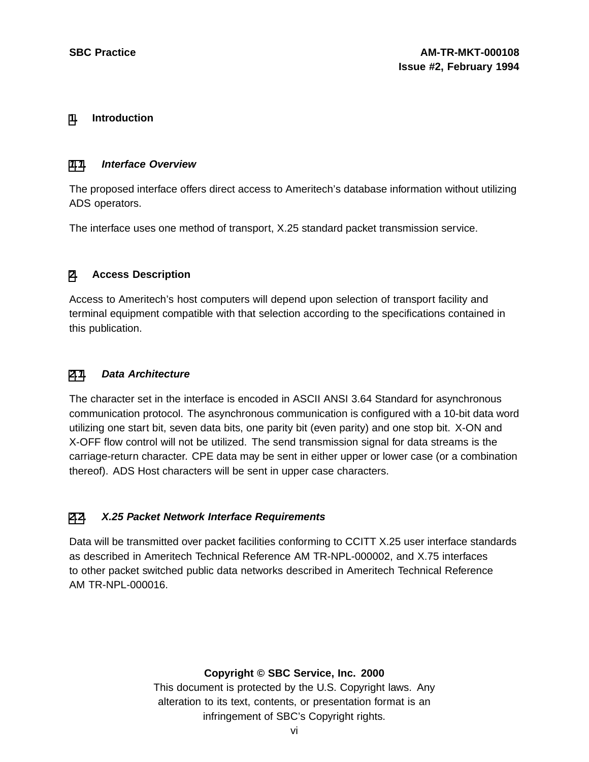# 1. Introduction

## 1.1. *Interface Overview*

The proposed interface offers direct access to Ameritech's database information without utilizing ADS operators.

The interface uses one method of transport, X.25 standard packet transmission service.

# 2. Access Description

Access to Ameritech's host computers will depend upon selection of transport facility and terminal equipment compatible with that selection according to the specifications contained in this publication.

## 2.1. *Data Architecture*

The character set in the interface is encoded in ASCII ANSI 3.64 Standard for asynchronous communication protocol. The asynchronous communication is configured with a 10-bit data word utilizing one start bit, seven data bits, one parity bit (even parity) and one stop bit. X-ON and X-OFF flow control will not be utilized. The send transmission signal for data streams is the carriage-return character. CPE data may be sent in either upper or lower case (or a combination thereof). ADS Host characters will be sent in upper case characters.

## 2.2. *X.25 Packet Network Interface Requirements*

Data will be transmitted over packet facilities conforming to CCITT X.25 user interface standards as described in Ameritech Technical Reference AM TR-NPL-000002, and X.75 interfaces to other packet switched public data networks described in Ameritech Technical Reference AM TR-NPL-000016.

**Copyright © SBC Service, Inc. 2000**
This document is protected by the U.S. Copyright laws. Any alteration to its text, contents, or presentation format is an infringement of SBC's Copyright rights.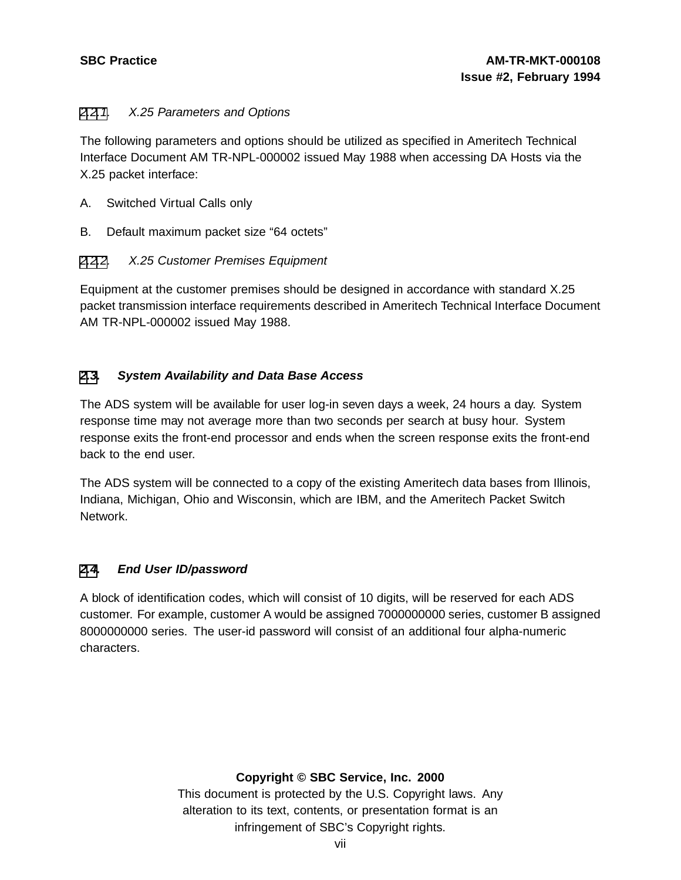#### 2.2.1. *X.25 Parameters and Options*

The following parameters and options should be utilized as specified in Ameritech Technical Interface Document AM TR-NPL-000002 issued May 1988 when accessing DA Hosts via the X.25 packet interface:

A. Switched Virtual Calls only

B. Default maximum packet size “64 octets”

#### 2.2.2. *X.25 Customer Premises Equipment*

Equipment at the customer premises should be designed in accordance with standard X.25 packet transmission interface requirements described in Ameritech Technical Interface Document AM TR-NPL-000002 issued May 1988.

### 2.3. ***System Availability and Data Base Access***

The ADS system will be available for user log-in seven days a week, 24 hours a day. System response time may not average more than two seconds per search at busy hour. System response exits the front-end processor and ends when the screen response exits the front-end back to the end user.

The ADS system will be connected to a copy of the existing Ameritech data bases from Illinois, Indiana, Michigan, Ohio and Wisconsin, which are IBM, and the Ameritech Packet Switch Network.

### 2.4. ***End User ID/password***

A block of identification codes, which will consist of 10 digits, will be reserved for each ADS customer. For example, customer A would be assigned 7000000000 series, customer B assigned 8000000000 series. The user-id password will consist of an additional four alpha-numeric characters.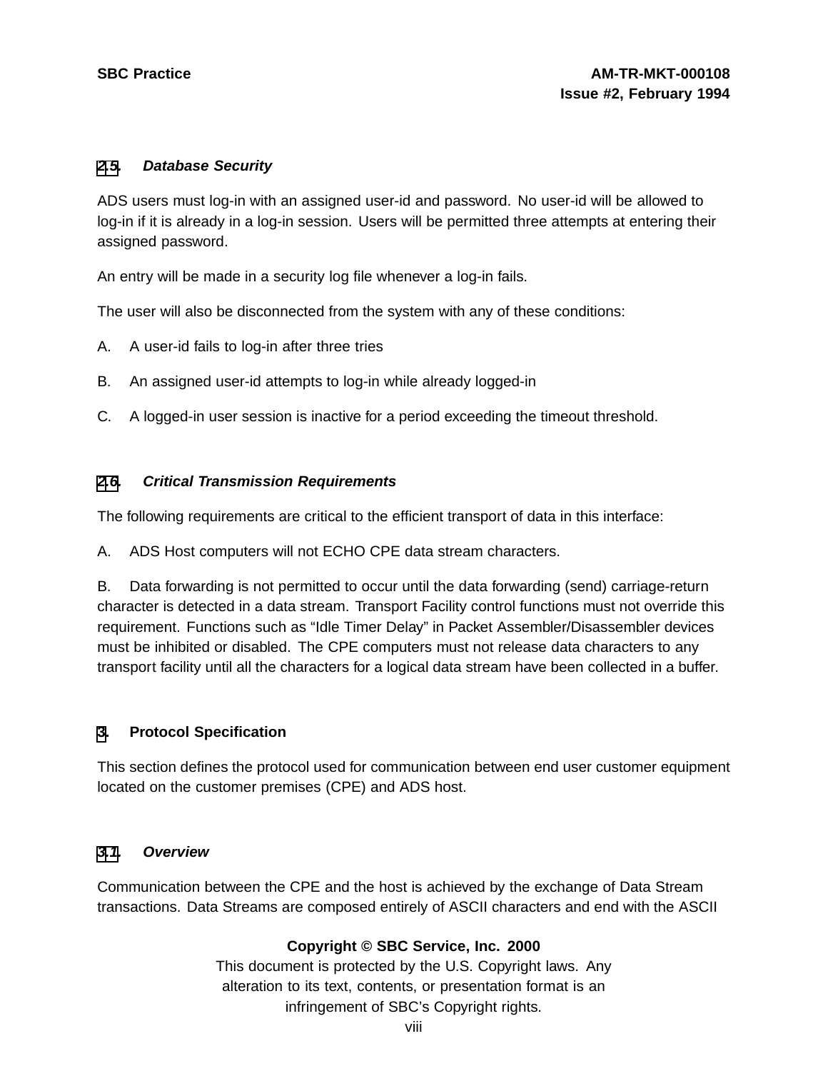### 2.5. *Database Security*

ADS users must log-in with an assigned user-id and password. No user-id will be allowed to log-in if it is already in a log-in session. Users will be permitted three attempts at entering their assigned password.

An entry will be made in a security log file whenever a log-in fails.

The user will also be disconnected from the system with any of these conditions:

A. A user-id fails to log-in after three tries

B. An assigned user-id attempts to log-in while already logged-in

C. A logged-in user session is inactive for a period exceeding the timeout threshold.

### 2.6. *Critical Transmission Requirements*

The following requirements are critical to the efficient transport of data in this interface:

A. ADS Host computers will not ECHO CPE data stream characters.

B. Data forwarding is not permitted to occur until the data forwarding (send) carriage-return character is detected in a data stream. Transport Facility control functions must not override this requirement. Functions such as "Idle Timer Delay" in Packet Assembler/Disassembler devices must be inhibited or disabled. The CPE computers must not release data characters to any transport facility until all the characters for a logical data stream have been collected in a buffer.

## 3. Protocol Specification

This section defines the protocol used for communication between end user customer equipment located on the customer premises (CPE) and ADS host.

### 3.1. *Overview*

Communication between the CPE and the host is achieved by the exchange of Data Stream transactions. Data Streams are composed entirely of ASCII characters and end with the ASCII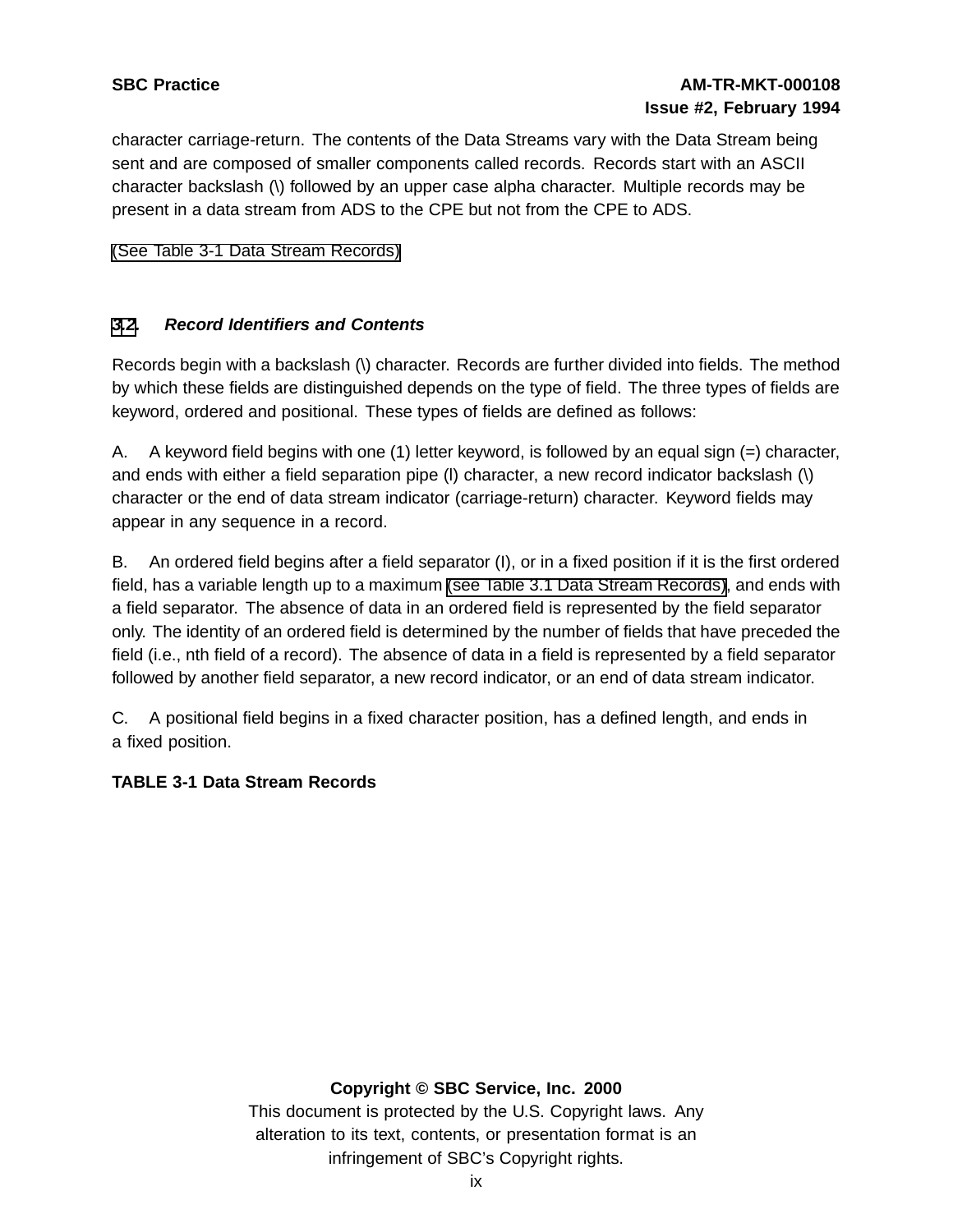character carriage-return. The contents of the Data Streams vary with the Data Stream being sent and are composed of smaller components called records. Records start with an ASCII character backslash (\) followed by an upper case alpha character. Multiple records may be present in a data stream from ADS to the CPE but not from the CPE to ADS.

(See Table 3-1 Data Stream Records)

### 3.2. *Record Identifiers and Contents*

Records begin with a backslash (\) character. Records are further divided into fields. The method by which these fields are distinguished depends on the type of field. The three types of fields are keyword, ordered and positional. These types of fields are defined as follows:

A. A keyword field begins with one (1) letter keyword, is followed by an equal sign (=) character, and ends with either a field separation pipe (l) character, a new record indicator backslash (\) character or the end of data stream indicator (carriage-return) character. Keyword fields may appear in any sequence in a record.

B. An ordered field begins after a field separator (I), or in a fixed position if it is the first ordered field, has a variable length up to a maximum (see Table 3.1 Data Stream Records), and ends with a field separator. The absence of data in an ordered field is represented by the field separator only. The identity of an ordered field is determined by the number of fields that have preceded the field (i.e., nth field of a record). The absence of data in a field is represented by a field separator followed by another field separator, a new record indicator, or an end of data stream indicator.

C. A positional field begins in a fixed character position, has a defined length, and ends in a fixed position.

**TABLE 3-1 Data Stream Records**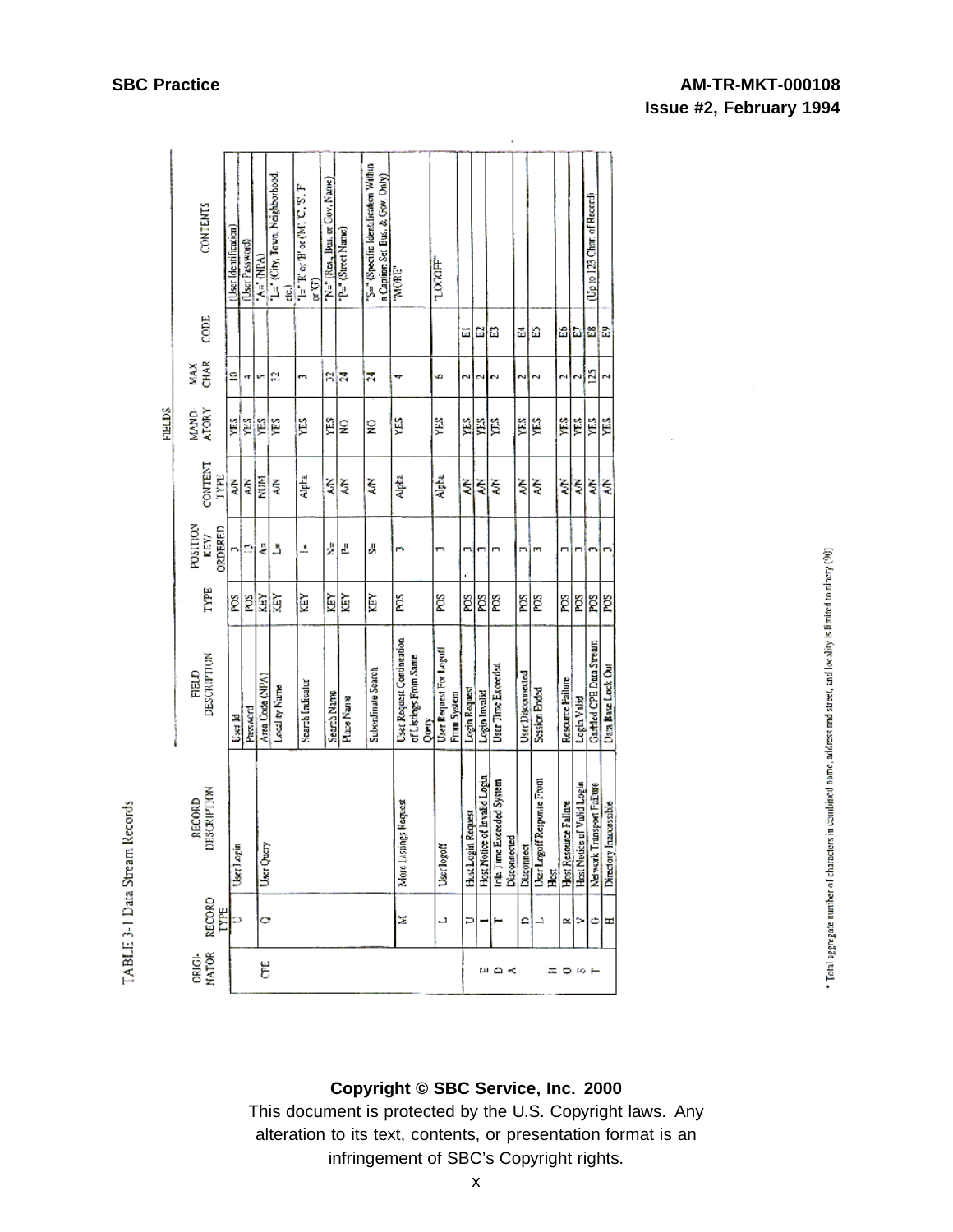TABLE 3-1 Data Stream Records

| ORIGINATOR | RECORD TYPE | RECORD DESCRIPTION | FIELD DESCRIPTION | TYPE | POSITION KEY/ ORDERED | CONTENT TYPE | MANDATORY | MAX CHAR | CODE | CONTENTS |
|---|---|---|---|---|---|---|---|---|---|---|
| | U | User Login | User Id | POS | 3 | A/N | YES | 10 | | (User Identification) |
| | | | Password | POS | 13 | A/N | YES | 4 | | (User Password) |
| CPE | Q | User Query | Area Code (NPA) | KEY | A= | NUM | YES | 5 | | "A=" (NPA) |
| | | | Locality Name | KEY | L= | A/N | YES | 22 | | "L=" (City, Town, Neighborhood, etc.) |
| | | | Search Indicator | KEY | I= | Alpha | YES | 3 | | "I=" 'R' or 'B' or (M', 'C', 'S', 'F' or 'G') |
| | | | Search Name | KEY | N= | A/N | YES | 32 | | "N=" (Res., Bus. or Gov. Name) |
| | | | Place Name | KEY | P= | A/N | NO | 24 | | "P=" (Street Name) |
| | | | Subordinate Search | KEY | S= | A/N | NO | 24 | | "S=" (Specific Identification Within a Caption Set Bus. & Gov. Only) |
| | M | More Listings Request | User Request Continuation of Listings From Same Query | POS | 3 | Alpha | YES | 4 | | "MORE" |
| | L | User logoff | User Request For Logoff From System | POS | 3 | Alpha | YES | 6 | | "LOGOFF" |
| | U | Host Login Request | Login Request | POS | 3 | A/N | YES | 2 | E1 | |
| EDA | I | Host Notice of Invalid Login | Login Invalid | POS | 3 | A/N | YES | 2 | E2 | |
| | T | Idle Time Exceeded System Disconnected | User Time Exceeded | POS | 3 | A/N | YES | 2 | E3 | |
| | D | Disconnect | User Disconnected | POS | 3 | A/N | YES | 2 | E4 | |
| | L | User Logoff Response From Host | Session Ended | POS | 3 | A/N | YES | 2 | E5 | |
| HOST | R | Host Resource Failure | Resource Failure | POS | 3 | A/N | YES | 2 | E6 | |
| | V | Host Notice of Valid Login | Login Valid | POS | 3 | A/N | YES | 2 | E7 | |
| | G | Network Transport Failure | Garbled CPE Data Stream | POS | 3 | A/N | YES | 125 | E8 | (Up to 125 Char. of Record) |
| | H | Directory Inaccessible | Data Base Lock Out | POS | 3 | A/N | YES | 2 | E9 | |

\* Total aggregate number of characters in combined name, address and street, and locality is limited to ninety (90).

**Copyright © SBC Service, Inc. 2000**

This document is protected by the U.S. Copyright laws. Any alteration to its text, contents, or presentation format is an infringement of SBC's Copyright rights.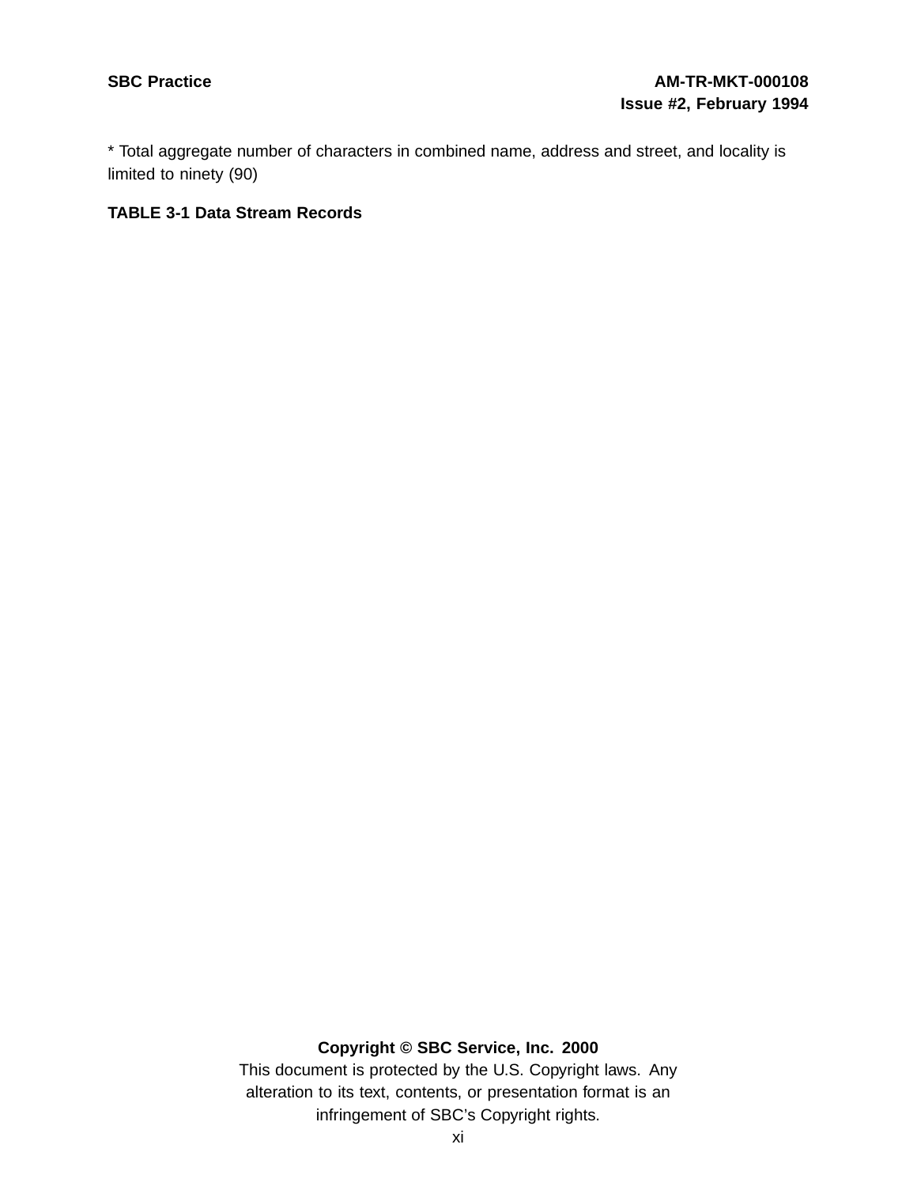* Total aggregate number of characters in combined name, address and street, and locality is limited to ninety (90)

**TABLE 3-1 Data Stream Records**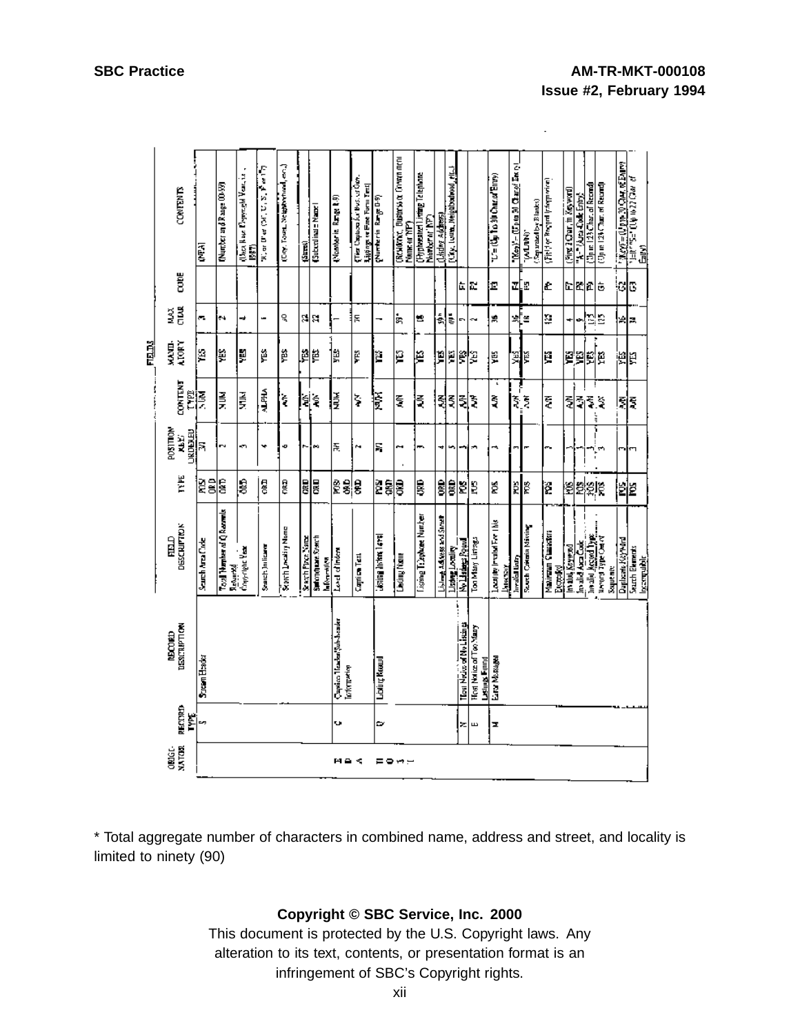| ORIGI-NATOR | RECORD TYPE | RECORD DESCRIPTION | FIELD DESCRIPTION | TYPE | POSITION (KEY ORDERED) | CONTENT TYPE | MANDATORY | MAX CHAR | CODE | CONTENTS |
|---|---|---|---|---|---|---|---|---|---|---|
| | S | Stream Header | Search Area Code | POS/ORD | 3/1 | NUM | YES | 3 | | (NPA) |
| | | | Total Number of Q Records Returned | ORD | 2 | NUM | YES | 2 | | (Number in Range 00-99) |
| | | | Copyright Year | ORD | 3 | NUM | YES | 4 | | (Data Base Copyright Year, i.e., 1987) |
| | | | Search Indicator | ORD | 4 | ALPHA | YES | 1 | | "R" or "B" or ("X", "L", "S", "F" or "T") |
| | | | Search Locality Name | ORD | 6 | A/N | YES | 40 | | (City, Town, Neighborhood, etc.) |
| | | | Search Place Name | ORD | 7 | A/N | YES | 22 | | (Street) |
| | | | Subordinate Search Information | ORD | 8 | A/N | YES | 22 | | (Subordinate Name) |
| H B A | U | Caption Header/Sub-header Information | Level of Indent | POS/ORD | 3/1 | NUM | YES | 1 | | (Number in Range 1-9) |
| | | | Caption Text | ORD | 2 | A/N | YES | 31 | | (Text Captions for Business/Gov. Listings or Free Form Text) |
| E O S T | Q | Listing Record | Listing Indent Level | POS/ORD | 3/1 | NUM | YES | 1 | | (Number in Range 0-9) |
| | | | Listing Name | ORD | 2 | A/N | YES | 59* | | (Residence, Business or Government Name or NP) |
| | | | Listing Telephone Number | ORD | 3 | A/N | YES | 18 | | (Hyphenated Listing Telephone Number or NP) |
| | | | Listing Address and Street | ORD | 4 | A/N | YES | 39* | | (Listing Address) |
| | | | Listing Locality | ORD | 5 | A/N | YES | 49* | | (City, Town, Neighborhood, etc.) |
| | N | Hard Notice of No Listings | No Listings Found | POS | 3 | A/N | YES | 2 | F1 | |
| | E | Hard Notice of Too Many Listings Found | Too Many Listings | POS | 3 | A/N | YES | 2 | F2 | |
| | M | Error Message | Locality Invalid For This Directory | POS | 3 | A/N | YES | 36 | F3 | "L" = (Up To 30 Char of Entry) |
| | | | Invalid Entry | POS | 3 | A/N | YES | 36 | F4 | "(Key)" = (Up to 30 Char of Entry) |
| | | | Search Criteria Missing | POS | 3 | A/N | YES | 18 | F5 | "(A/L/N)" (Separated by Blanks) |
| | | | Maximum Characters Exceeded | POS | 3 | A/N | YES | 125 | F6 | (First per Record Information) |
| | | | Invalid Keyword | POS | 3 | A/N | YES | 4 | F7 | (First 2 Char. in Keyword) |
| | | | Invalid Area Code | POS | 3 | A/N | YES | 6 | F8 | "A=" (Area Code Entry) |
| | | | Invalid Record Type | POS | 3 | A/N | YES | 125 | F9 | (Up to 125 Char. of Record) |
| | | | Record Type Out of Sequence | POS | 3 | A/N | YES | 125 | G1 | (Up to 125 Char. of Record) |
| | | | Duplicate Keyword | POS | 3 | A/N | YES | 36 | G2 | "(Key)" = (Up to 30 Char. of Entry) |
| | | | Search Elements Incompatible | POS | 3 | A/N | YES | 34 | G3 | "L=F" "S=" (Up to 23 Char of Entry) |

\* Total aggregate number of characters in combined name, address and street, and locality is limited to ninety (90)

**Copyright © SBC Service, Inc. 2000**

This document is protected by the U.S. Copyright laws. Any alteration to its text, contents, or presentation format is an infringement of SBC's Copyright rights.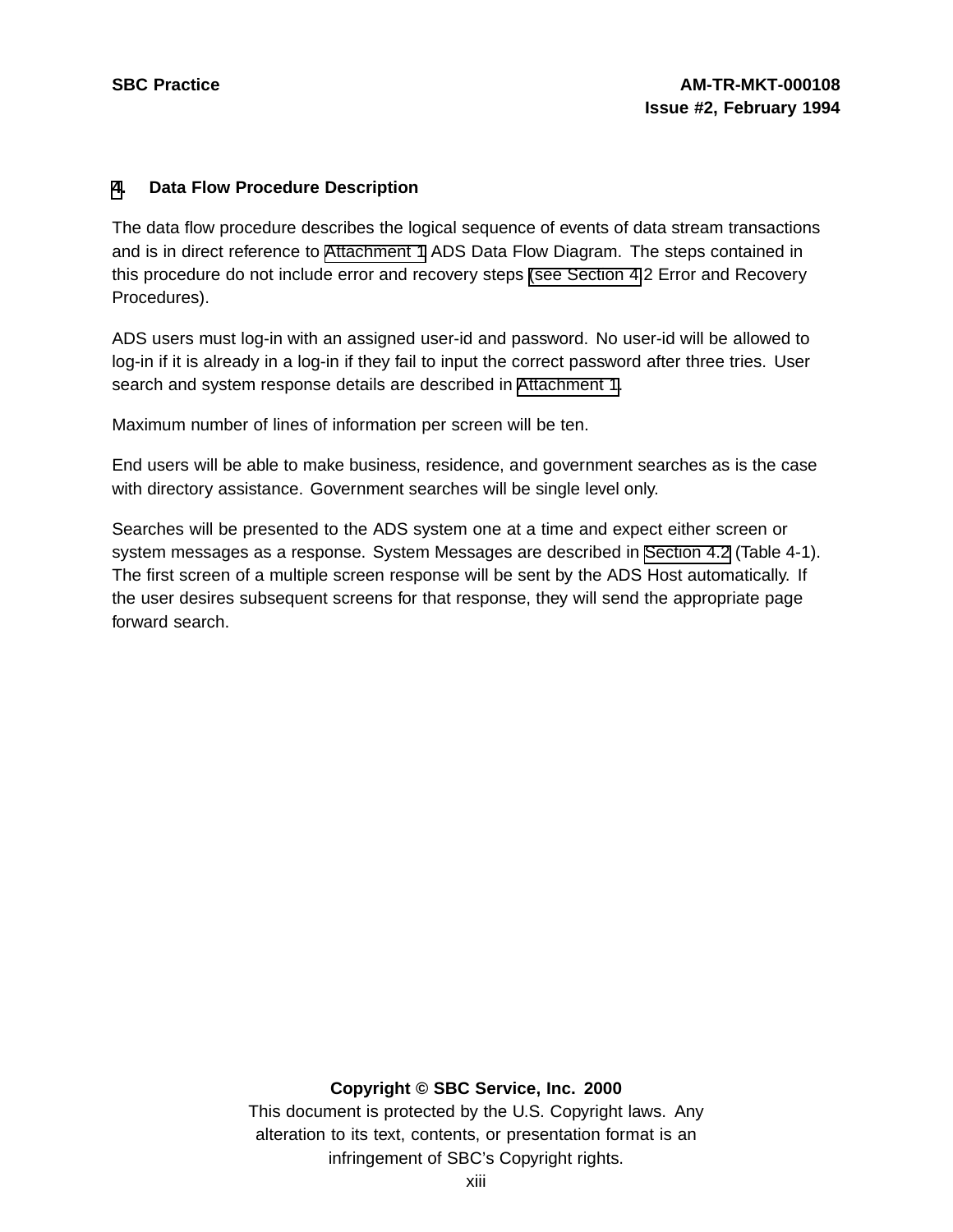## 4. Data Flow Procedure Description

The data flow procedure describes the logical sequence of events of data stream transactions and is in direct reference to Attachment 1 ADS Data Flow Diagram. The steps contained in this procedure do not include error and recovery steps (see Section 4.2 Error and Recovery Procedures).

ADS users must log-in with an assigned user-id and password. No user-id will be allowed to log-in if it is already in a log-in if they fail to input the correct password after three tries. User search and system response details are described in Attachment 1.

Maximum number of lines of information per screen will be ten.

End users will be able to make business, residence, and government searches as is the case with directory assistance. Government searches will be single level only.

Searches will be presented to the ADS system one at a time and expect either screen or system messages as a response. System Messages are described in Section 4.2 (Table 4-1). The first screen of a multiple screen response will be sent by the ADS Host automatically. If the user desires subsequent screens for that response, they will send the appropriate page forward search.

**Copyright © SBC Service, Inc. 2000**
This document is protected by the U.S. Copyright laws. Any alteration to its text, contents, or presentation format is an infringement of SBC's Copyright rights.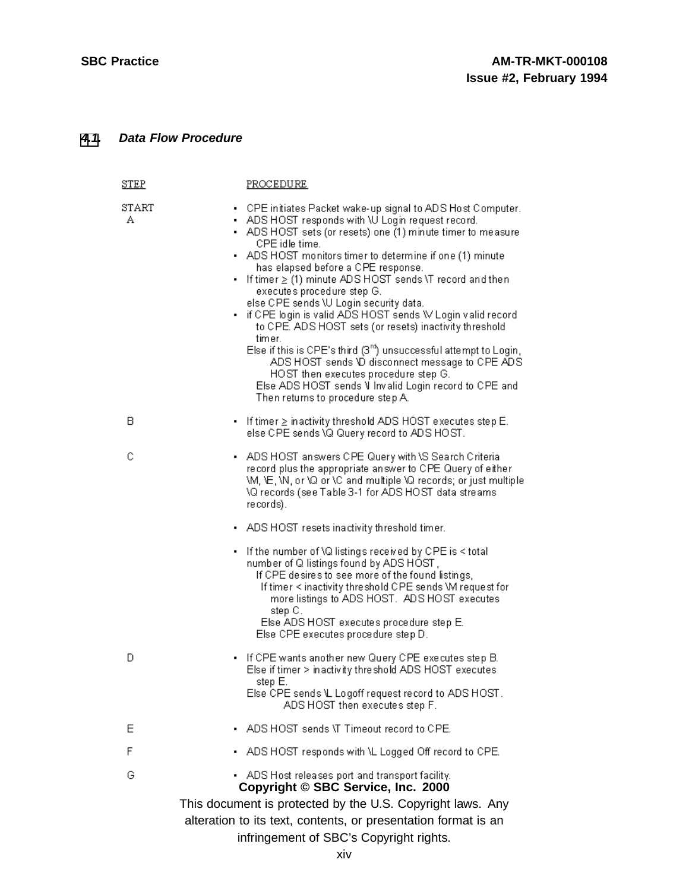### 4.1. *Data Flow Procedure*

| STEP | PROCEDURE |
|---|---|
| START A | • CPE initiates Packet wake-up signal to ADS Host Computer.<br>• ADS HOST responds with \U Login request record.<br>• ADS HOST sets (or resets) one (1) minute timer to measure CPE idle time.<br>• ADS HOST monitors timer to determine if one (1) minute has elapsed before a CPE response.<br>• If timer ≥ (1) minute ADS HOST sends \T record and then executes procedure step G.<br>else CPE sends \U Login security data.<br>• if CPE login is valid ADS HOST sends \V Login valid record to CPE. ADS HOST sets (or resets) inactivity threshold timer.<br>Else if this is CPE's third (3rd) unsuccessful attempt to Login, ADS HOST sends \D disconnect message to CPE ADS HOST then executes procedure step G.<br>Else ADS HOST sends \I Invalid Login record to CPE and Then returns to procedure step A. |
| B | • If timer ≥ inactivity threshold ADS HOST executes step E.<br>else CPE sends \Q Query record to ADS HOST. |
| C | • ADS HOST answers CPE Query with \S Search Criteria record plus the appropriate answer to CPE Query of either \M, \E, \N, or \Q or \C and multiple \Q records; or just multiple \Q records (see Table 3-1 for ADS HOST data streams records).<br>• ADS HOST resets inactivity threshold timer.<br>• If the number of \Q listings received by CPE is < total number of Q listings found by ADS HOST,<br>If CPE desires to see more of the found listings,<br>If timer < inactivity threshold CPE sends \M request for more listings to ADS HOST. ADS HOST executes step C.<br>Else ADS HOST executes procedure step E.<br>Else CPE executes procedure step D. |
| D | • If CPE wants another new Query CPE executes step B.<br>Else if timer > inactivity threshold ADS HOST executes step E.<br>Else CPE sends \L Logoff request record to ADS HOST. ADS HOST then executes step F. |
| E | • ADS HOST sends \T Timeout record to CPE. |
| F | • ADS HOST responds with \L Logged Off record to CPE. |
| G | • ADS Host releases port and transport facility. |

**Copyright © SBC Service, Inc. 2000**

This document is protected by the U.S. Copyright laws. Any alteration to its text, contents, or presentation format is an infringement of SBC's Copyright rights.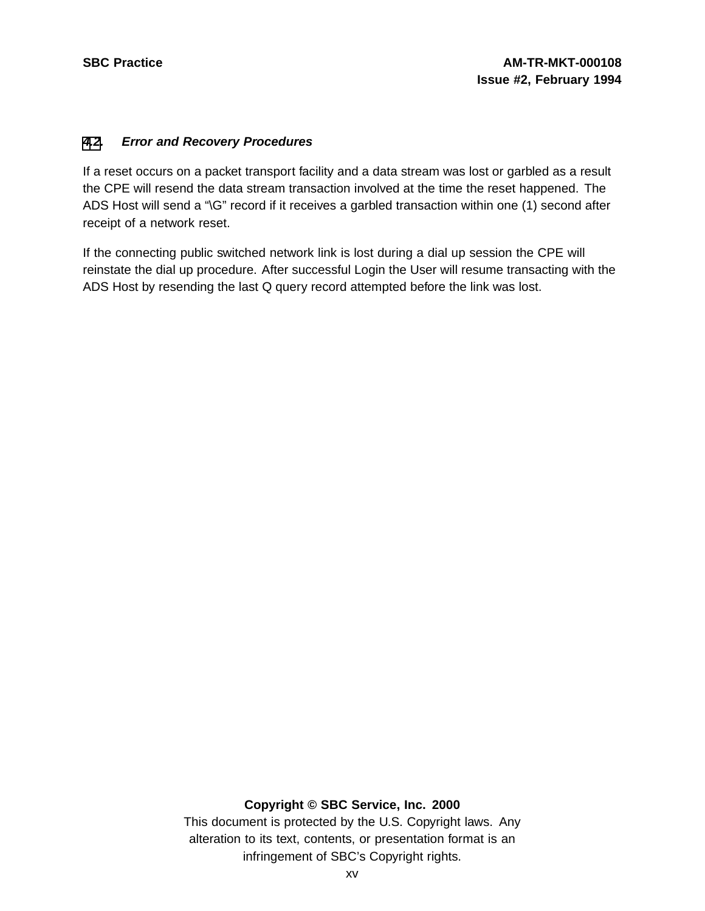### 4.2. *Error and Recovery Procedures*

If a reset occurs on a packet transport facility and a data stream was lost or garbled as a result the CPE will resend the data stream transaction involved at the time the reset happened. The ADS Host will send a "\G" record if it receives a garbled transaction within one (1) second after receipt of a network reset.

If the connecting public switched network link is lost during a dial up session the CPE will reinstate the dial up procedure. After successful Login the User will resume transacting with the ADS Host by resending the last Q query record attempted before the link was lost.

**Copyright © SBC Service, Inc. 2000**
This document is protected by the U.S. Copyright laws. Any alteration to its text, contents, or presentation format is an infringement of SBC's Copyright rights.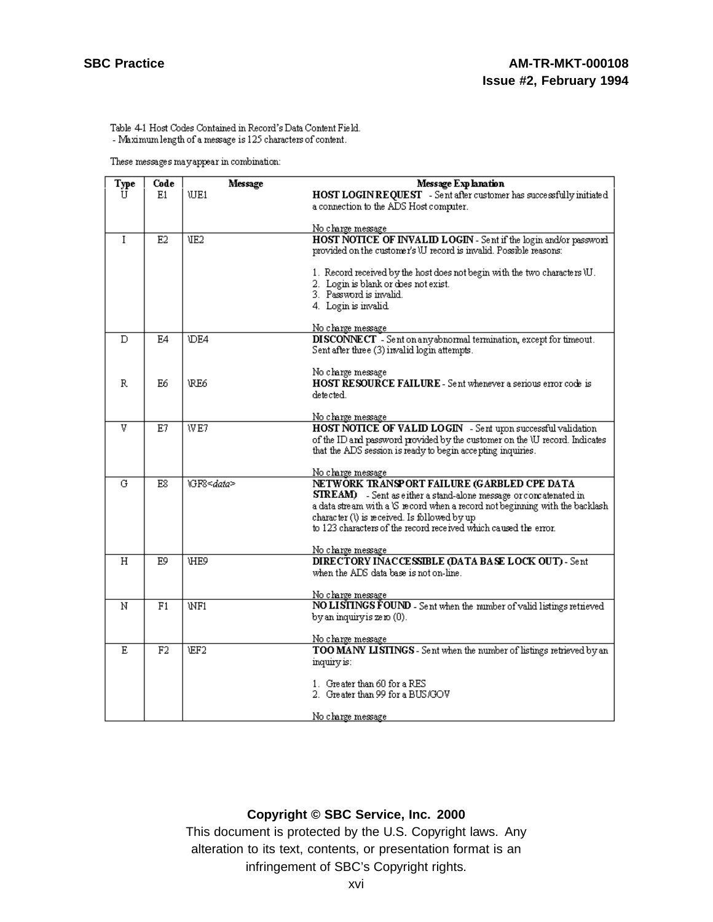Table 4-1 Host Codes Contained in Record's Data Content Field.
- Maximum length of a message is 125 characters of content.

These messages may appear in combination:

| Type | Code | Message | Message Explanation |
|---|---|---|---|
| U | E1 | \UE1 | **HOST LOGIN REQUEST** - Sent after customer has successfully initiated a connection to the ADS Host computer.<br><br>No charge message |
| I | E2 | \IE2 | **HOST NOTICE OF INVALID LOGIN** - Sent if the login and/or password provided on the customer's \U record is invalid. Possible reasons:<br><br>1. Record received by the host does not begin with the two characters \U.<br>2. Login is blank or does not exist.<br>3. Password is invalid.<br>4. Login is invalid.<br><br>No charge message |
| D | E4 | \DE4 | **DISCONNECT** - Sent on any abnormal termination, except for timeout. Sent after three (3) invalid login attempts.<br><br>No charge message |
| R | E6 | \RE6 | **HOST RESOURCE FAILURE** - Sent whenever a serious error code is detected.<br><br>No charge message |
| V | E7 | \VE7 | **HOST NOTICE OF VALID LOGIN** - Sent upon successful validation of the ID and password provided by the customer on the \U record. Indicates that the ADS session is ready to begin accepting inquiries.<br><br>No charge message |
| G | E8 | \GF8<*data*> | **NETWORK TRANSPORT FAILURE (GARBLED CPE DATA STREAM)** - Sent as either a stand-alone message or concatenated in a data stream with a \S record when a record not beginning with the backlash character (\) is received. Is followed by up to 123 characters of the record received which caused the error.<br><br>No charge message |
| H | E9 | \HE9 | **DIRECTORY INACCESSIBLE (DATA BASE LOCK OUT)** - Sent when the ADS data base is not on-line.<br><br>No charge message |
| N | F1 | \NF1 | **NO LISTINGS FOUND** - Sent when the number of valid listings retrieved by an inquiry is zero (0).<br><br>No charge message |
| E | F2 | \EF2 | **TOO MANY LISTINGS** - Sent when the number of listings retrieved by an inquiry is:<br><br>1. Greater than 60 for a RES<br>2. Greater than 99 for a BUS/GOV<br><br>No charge message |

**Copyright © SBC Service, Inc. 2000**
This document is protected by the U.S. Copyright laws. Any alteration to its text, contents, or presentation format is an infringement of SBC's Copyright rights.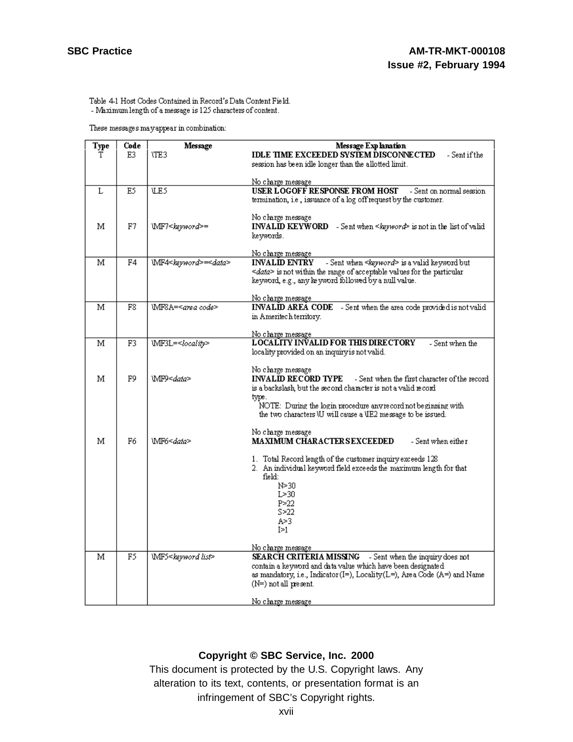Table 4-1 Host Codes Contained in Record's Data Content Field.
- Maximum length of a message is 125 characters of content.

These messages may appear in combination:

| Type | Code | Message | Message Explanation |
|---|---|---|---|
| T | E3 | \TE3 | **IDLE TIME EXCEEDED SYSTEM DISCONNECTED** - Sent if the session has been idle longer than the allotted limit.<br><br>No charge message |
| L | E5 | \LE5 | **USER LOGOFF RESPONSE FROM HOST** - Sent on normal session termination, i.e., issuance of a log off request by the customer.<br><br>No charge message |
| M | F7 | \MF7<*keyword*>= | **INVALID KEYWORD** - Sent when <*keyword*> is not in the list of valid keywords.<br><br>No charge message |
| M | F4 | \MF4<*keyword*>=<*data*> | **INVALID ENTRY** - Sent when <*keyword*> is a valid keyword but <*data*> is not within the range of acceptable values for the particular keyword, e.g., any keyword followed by a null value.<br><br>No charge message |
| M | F8 | \MF8A=<*area code*> | **INVALID AREA CODE** - Sent when the area code provided is not valid in Ameritech territory.<br><br>No charge message |
| M | F3 | \MF3L=<*locality*> | **LOCALITY INVALID FOR THIS DIRECTORY** - Sent when the locality provided on an inquiry is not valid.<br><br>No charge message |
| M | F9 | \MF9<*data*> | **INVALID RECORD TYPE** - Sent when the first character of the record is a backslash, but the second character is not a valid record type.<br>NOTE: During the login procedure any record not beginning with the two characters \U will cause a \IE2 message to be issued.<br><br>No charge message |
| M | F6 | \MF6<*data*> | **MAXIMUM CHARACTERS EXCEEDED** - Sent when either<br><br>1. Total Record length of the customer inquiry exceeds 128<br>2. An individual keyword field exceeds the maximum length for that field:<br>N>30<br>L>30<br>P>22<br>S>22<br>A>3<br>I>1<br><br>No charge message |
| M | F5 | \MF5<*keyword list*> | **SEARCH CRITERIA MISSING** - Sent when the inquiry does not contain a keyword and data value which have been designated as mandatory, i.e., Indicator (I=), Locality (L=), Area Code (A=) and Name (N=) not all present.<br><br>No charge message |

**Copyright © SBC Service, Inc. 2000**
This document is protected by the U.S. Copyright laws. Any alteration to its text, contents, or presentation format is an infringement of SBC's Copyright rights.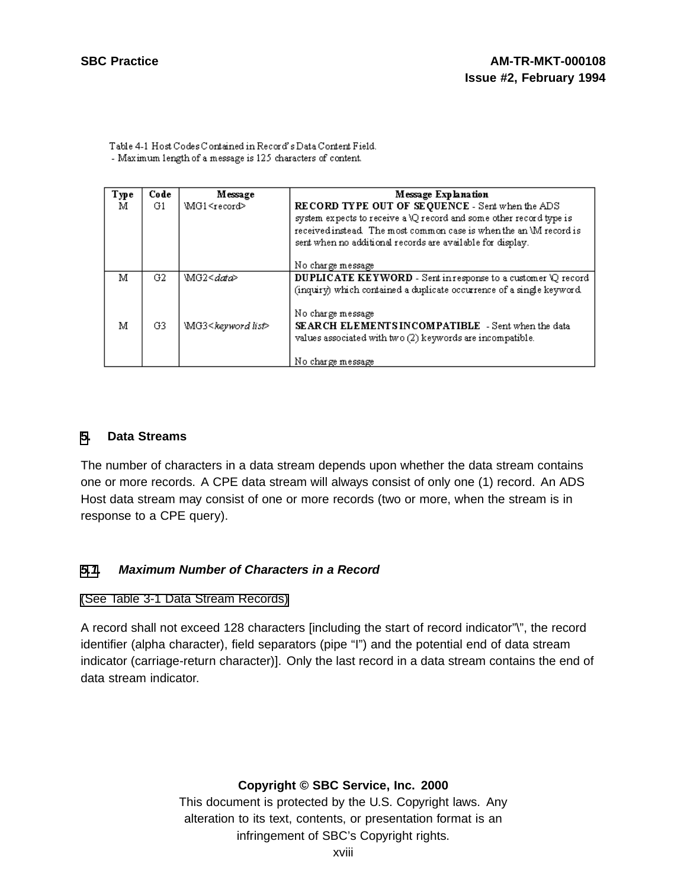Table 4-1 Host Codes Contained in Record's Data Content Field.
- Maximum length of a message is 125 characters of content.

| Type | Code | Message | Message Explanation |
|---|---|---|---|
| M | G1 | \MG1<record> | **RECORD TYPE OUT OF SEQUENCE** - Sent when the ADS system expects to receive a \Q record and some other record type is received instead. The most common case is when the an \M record is sent when no additional records are available for display.<br><br>No charge message |
| M | G2 | \MG2<*data*> | **DUPLICATE KEYWORD** - Sent in response to a customer \Q record (inquiry) which contained a duplicate occurrence of a single keyword.<br><br>No charge message |
| M | G3 | \MG3<*keyword list*> | **SEARCH ELEMENTS INCOMPATIBLE** - Sent when the data values associated with two (2) keywords are incompatible.<br><br>No charge message |

# 5. Data Streams

The number of characters in a data stream depends upon whether the data stream contains one or more records. A CPE data stream will always consist of only one (1) record. An ADS Host data stream may consist of one or more records (two or more, when the stream is in response to a CPE query).

## 5.1 *Maximum Number of Characters in a Record*

(See Table 3-1 Data Stream Records)

A record shall not exceed 128 characters [including the start of record indicator"\", the record identifier (alpha character), field separators (pipe "I") and the potential end of data stream indicator (carriage-return character)]. Only the last record in a data stream contains the end of data stream indicator.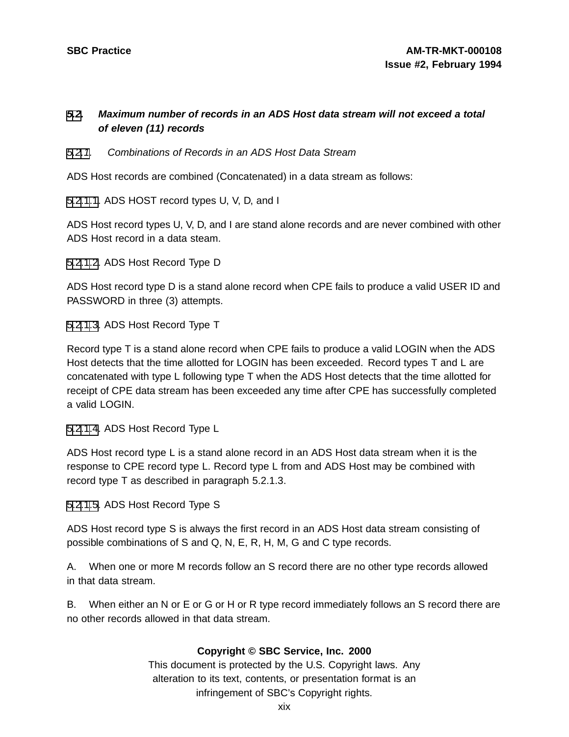## 5.2. *Maximum number of records in an ADS Host data stream will not exceed a total of eleven (11) records*

### 5.2.1. *Combinations of Records in an ADS Host Data Stream*

ADS Host records are combined (Concatenated) in a data stream as follows:

#### 5.2.1.1. ADS HOST record types U, V, D, and I

ADS Host record types U, V, D, and I are stand alone records and are never combined with other ADS Host record in a data steam.

#### 5.2.1.2. ADS Host Record Type D

ADS Host record type D is a stand alone record when CPE fails to produce a valid USER ID and PASSWORD in three (3) attempts.

#### 5.2.1.3. ADS Host Record Type T

Record type T is a stand alone record when CPE fails to produce a valid LOGIN when the ADS Host detects that the time allotted for LOGIN has been exceeded. Record types T and L are concatenated with type L following type T when the ADS Host detects that the time allotted for receipt of CPE data stream has been exceeded any time after CPE has successfully completed a valid LOGIN.

#### 5.2.1.4. ADS Host Record Type L

ADS Host record type L is a stand alone record in an ADS Host data stream when it is the response to CPE record type L. Record type L from and ADS Host may be combined with record type T as described in paragraph 5.2.1.3.

#### 5.2.1.5. ADS Host Record Type S

ADS Host record type S is always the first record in an ADS Host data stream consisting of possible combinations of S and Q, N, E, R, H, M, G and C type records.

A. When one or more M records follow an S record there are no other type records allowed in that data stream.

B. When either an N or E or G or H or R type record immediately follows an S record there are no other records allowed in that data stream.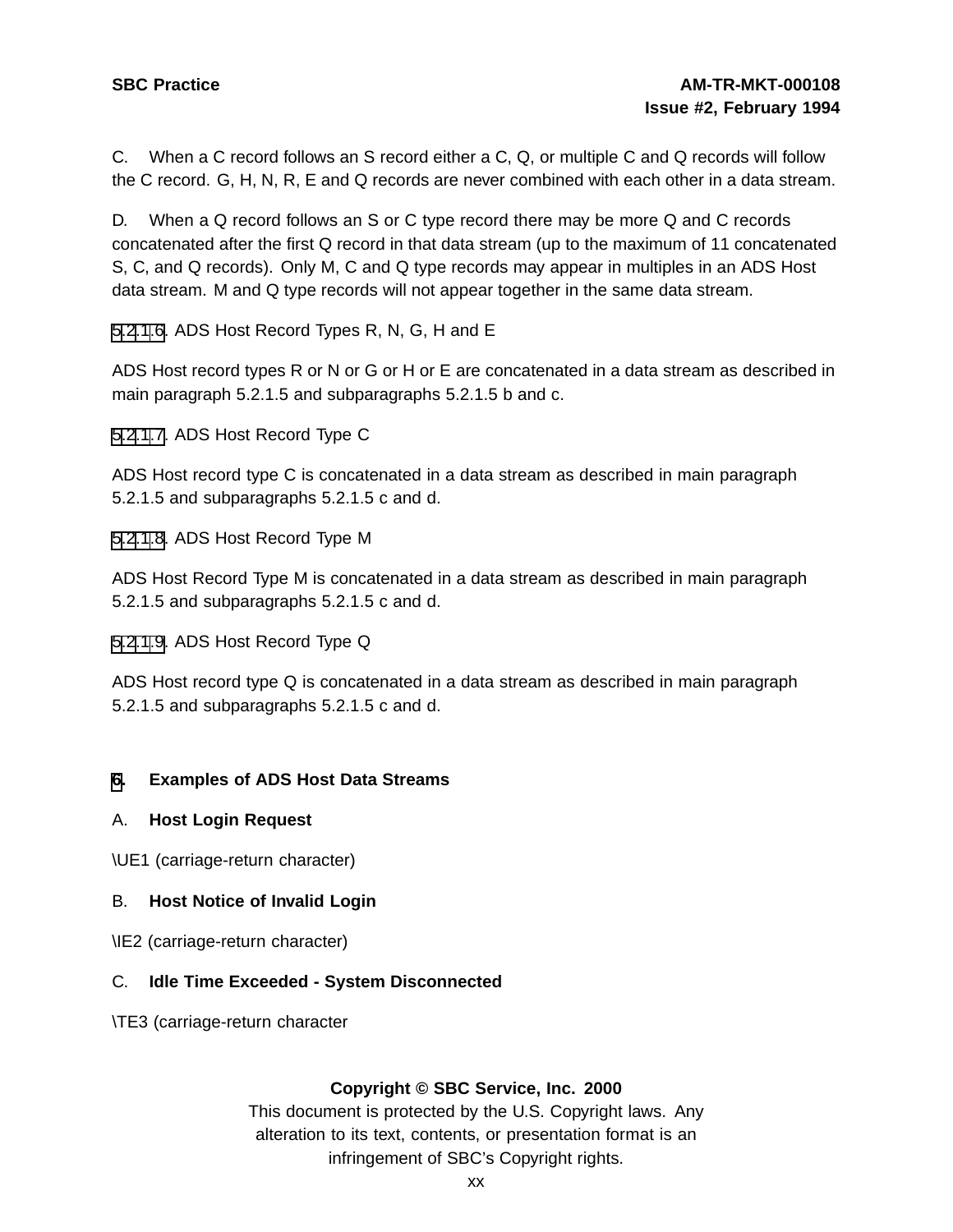C. When a C record follows an S record either a C, Q, or multiple C and Q records will follow the C record. G, H, N, R, E and Q records are never combined with each other in a data stream.

D. When a Q record follows an S or C type record there may be more Q and C records concatenated after the first Q record in that data stream (up to the maximum of 11 concatenated S, C, and Q records). Only M, C and Q type records may appear in multiples in an ADS Host data stream. M and Q type records will not appear together in the same data stream.

#### 5.2.1.6. ADS Host Record Types R, N, G, H and E

ADS Host record types R or N or G or H or E are concatenated in a data stream as described in main paragraph 5.2.1.5 and subparagraphs 5.2.1.5 b and c.

#### 5.2.1.7. ADS Host Record Type C

ADS Host record type C is concatenated in a data stream as described in main paragraph 5.2.1.5 and subparagraphs 5.2.1.5 c and d.

#### 5.2.1.8. ADS Host Record Type M

ADS Host Record Type M is concatenated in a data stream as described in main paragraph 5.2.1.5 and subparagraphs 5.2.1.5 c and d.

#### 5.2.1.9. ADS Host Record Type Q

ADS Host record type Q is concatenated in a data stream as described in main paragraph 5.2.1.5 and subparagraphs 5.2.1.5 c and d.

## 6. Examples of ADS Host Data Streams

**A. Host Login Request**

\UE1 (carriage-return character)

**B. Host Notice of Invalid Login**

\IE2 (carriage-return character)

**C. Idle Time Exceeded - System Disconnected**

\TE3 (carriage-return character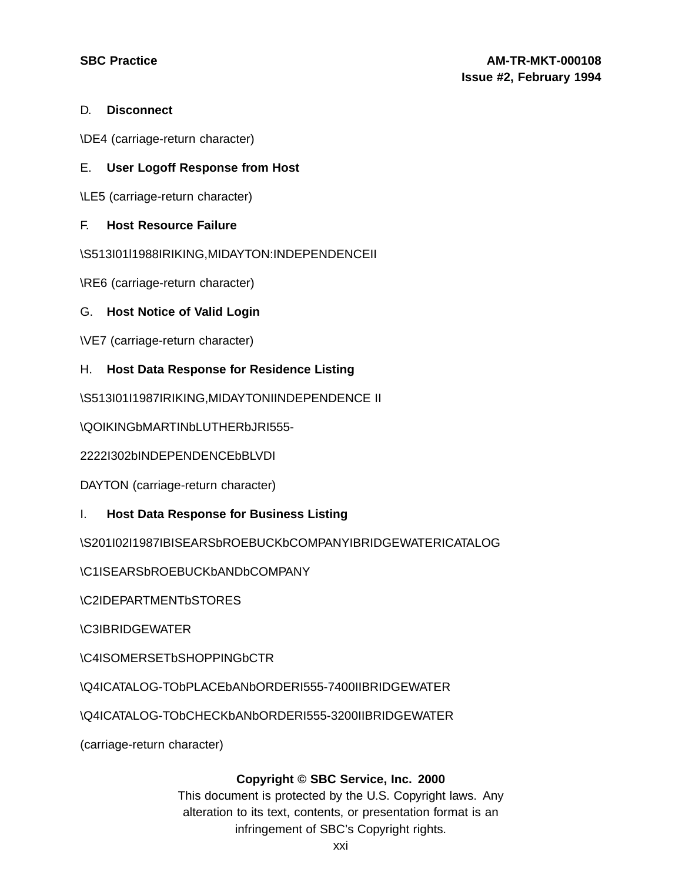D. **Disconnect**

\DE4 (carriage-return character)

E. **User Logoff Response from Host**

\LE5 (carriage-return character)

F. **Host Resource Failure**

\S513I01I1988IRIKING,MIDAYTON:INDEPENDENCEII

\RE6 (carriage-return character)

G. **Host Notice of Valid Login**

\VE7 (carriage-return character)

H. **Host Data Response for Residence Listing**

\S513I01I1987IRIKING,MIDAYTONIINDEPENDENCE II

\QOIKINGbMARTINbLUTHERbJRI555-

2222I302bINDEPENDENCEbBLVDI

DAYTON (carriage-return character)

I. **Host Data Response for Business Listing**

\S201I02I1987IBISEARSbROEBUCKbCOMPANYIBRIDGEWATERICATALOG

\C1ISEARSbROEBUCKbANDbCOMPANY

\C2IDEPARTMENTbSTORES

\C3IBRIDGEWATER

\C4ISOMERSETbSHOPPINGbCTR

\Q4ICATALOG-TObPLACEbANbORDERI555-7400IIBRIDGEWATER

\Q4ICATALOG-TObCHECKbANbORDERI555-3200IIBRIDGEWATER

(carriage-return character)

**Copyright © SBC Service, Inc. 2000**
This document is protected by the U.S. Copyright laws. Any alteration to its text, contents, or presentation format is an infringement of SBC's Copyright rights.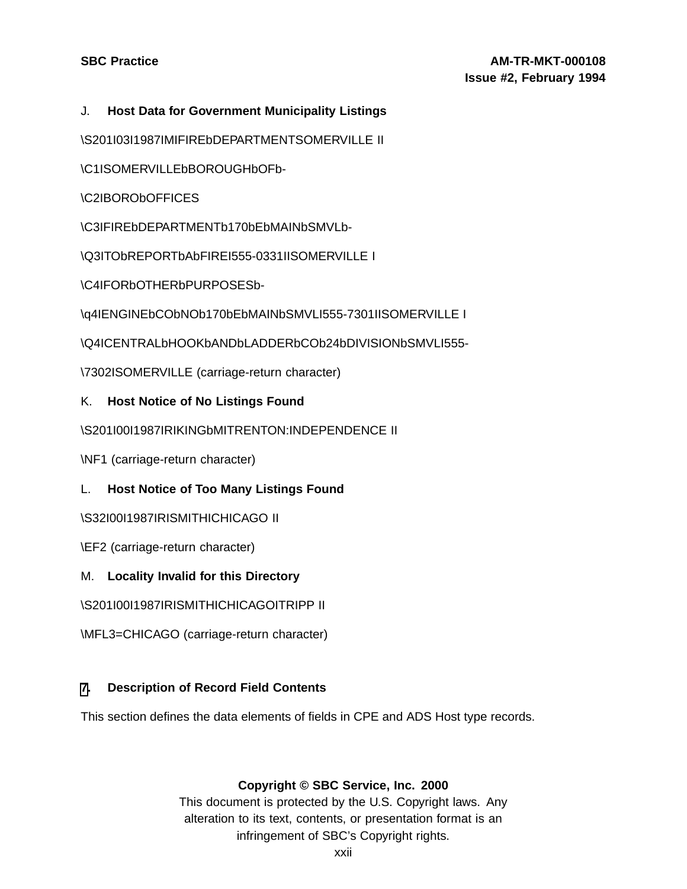J. **Host Data for Government Municipality Listings**

\S201I03I1987IMIFIREbDEPARTMENTSOMERVILLE II

\C1ISOMERVILLEbBOROUGHbOFb-

\C2IBOROb­OFFICES

\C3IFIREbDEPARTMENTb170bEbMAINbSMVLb-

\Q3ITObREPORTbAbFIREI555-0331IISOMERVILLE I

\C4IFORbOTHERbPURPOSESb-

\q4IENGINEbCObNOb170bEbMAINbSMVLI555-7301IISOMERVILLE I

\Q4ICENTRALbHOOKbANDbLADDERbCOb24bDIVISIONbSMVLI555-

\7302ISOMERVILLE (carriage-return character)

K. **Host Notice of No Listings Found**

\S201I00I1987IRIKINGbMITRENTON:INDEPENDENCE II

\NF1 (carriage-return character)

L. **Host Notice of Too Many Listings Found**

\S32I00I1987IRISMITHICHICAGO II

\EF2 (carriage-return character)

M. **Locality Invalid for this Directory**

\S201I00I1987IRISMITHICHICAGOITRIPP II

\MFL3=CHICAGO (carriage-return character)

## 7. Description of Record Field Contents

This section defines the data elements of fields in CPE and ADS Host type records.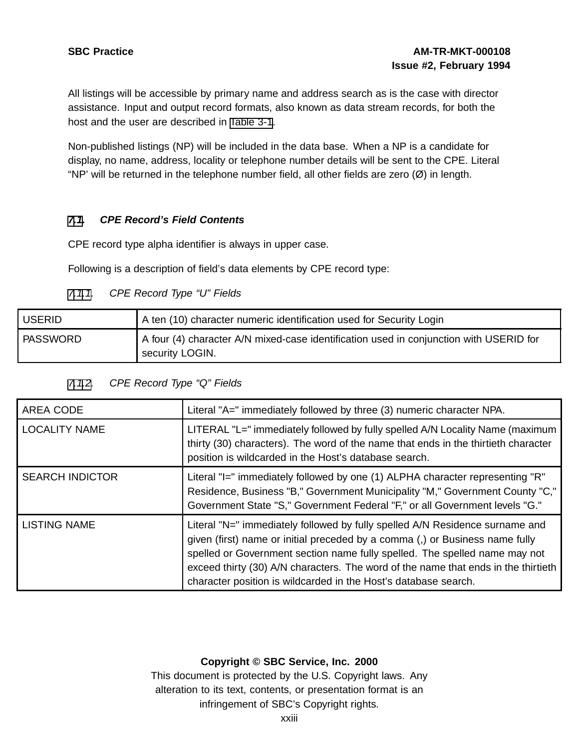All listings will be accessible by primary name and address search as is the case with director assistance. Input and output record formats, also known as data stream records, for both the host and the user are described in Table 3-1.

Non-published listings (NP) will be included in the data base. When a NP is a candidate for display, no name, address, locality or telephone number details will be sent to the CPE. Literal “NP’ will be returned in the telephone number field, all other fields are zero (Ø) in length.

### 7.1. *CPE Record’s Field Contents*

CPE record type alpha identifier is always in upper case.

Following is a description of field’s data elements by CPE record type:

#### 7.1.1. *CPE Record Type “U” Fields*

| | |
|---|---|
| USERID | A ten (10) character numeric identification used for Security Login |
| PASSWORD | A four (4) character A/N mixed-case identification used in conjunction with USERID for security LOGIN. |

#### 7.1.2. *CPE Record Type “Q” Fields*

| | |
|---|---|
| AREA CODE | Literal "A=" immediately followed by three (3) numeric character NPA. |
| LOCALITY NAME | LITERAL "L=" immediately followed by fully spelled A/N Locality Name (maximum thirty (30) characters). The word of the name that ends in the thirtieth character position is wildcarded in the Host’s database search. |
| SEARCH INDICTOR | Literal "I=" immediately followed by one (1) ALPHA character representing "R" Residence, Business "B," Government Municipality "M," Government County "C," Government State "S," Government Federal "F," or all Government levels "G." |
| LISTING NAME | Literal "N=" immediately followed by fully spelled A/N Residence surname and given (first) name or initial preceded by a comma (,) or Business name fully spelled or Government section name fully spelled. The spelled name may not exceed thirty (30) A/N characters. The word of the name that ends in the thirtieth character position is wildcarded in the Host’s database search. |

**Copyright © SBC Service, Inc. 2000**
This document is protected by the U.S. Copyright laws. Any alteration to its text, contents, or presentation format is an infringement of SBC’s Copyright rights.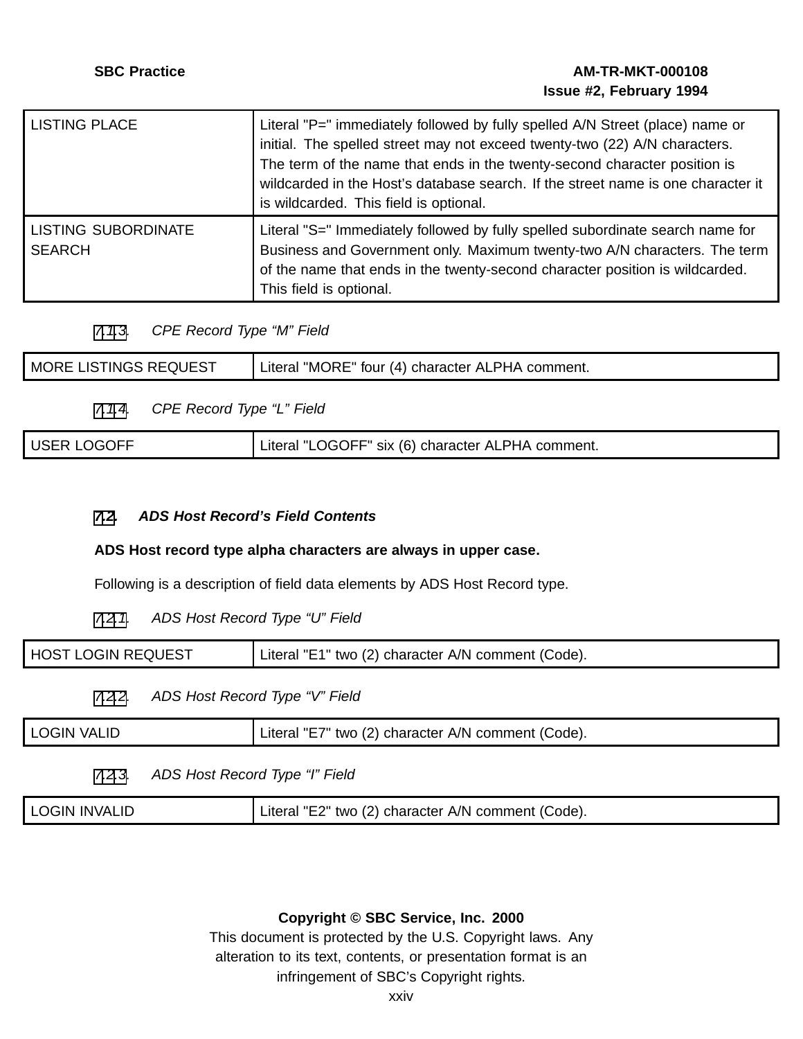| | |
|---|---|
| LISTING PLACE | Literal "P=" immediately followed by fully spelled A/N Street (place) name or initial. The spelled street may not exceed twenty-two (22) A/N characters. The term of the name that ends in the twenty-second character position is wildcarded in the Host's database search. If the street name is one character it is wildcarded. This field is optional. |
| LISTING SUBORDINATE SEARCH | Literal "S=" Immediately followed by fully spelled subordinate search name for Business and Government only. Maximum twenty-two A/N characters. The term of the name that ends in the twenty-second character position is wildcarded. This field is optional. |

*7.1.3. CPE Record Type "M" Field*

| | |
|---|---|
| MORE LISTINGS REQUEST | Literal "MORE" four (4) character ALPHA comment. |

*7.1.4. CPE Record Type "L" Field*

| | |
|---|---|
| USER LOGOFF | Literal "LOGOFF" six (6) character ALPHA comment. |

## *7.2. ADS Host Record's Field Contents*

**ADS Host record type alpha characters are always in upper case.**

Following is a description of field data elements by ADS Host Record type.

*7.2.1. ADS Host Record Type "U" Field*

| | |
|---|---|
| HOST LOGIN REQUEST | Literal "E1" two (2) character A/N comment (Code). |

*7.2.2. ADS Host Record Type "V" Field*

| | |
|---|---|
| LOGIN VALID | Literal "E7" two (2) character A/N comment (Code). |

*7.2.3. ADS Host Record Type "I" Field*

| | |
|---|---|
| LOGIN INVALID | Literal "E2" two (2) character A/N comment (Code). |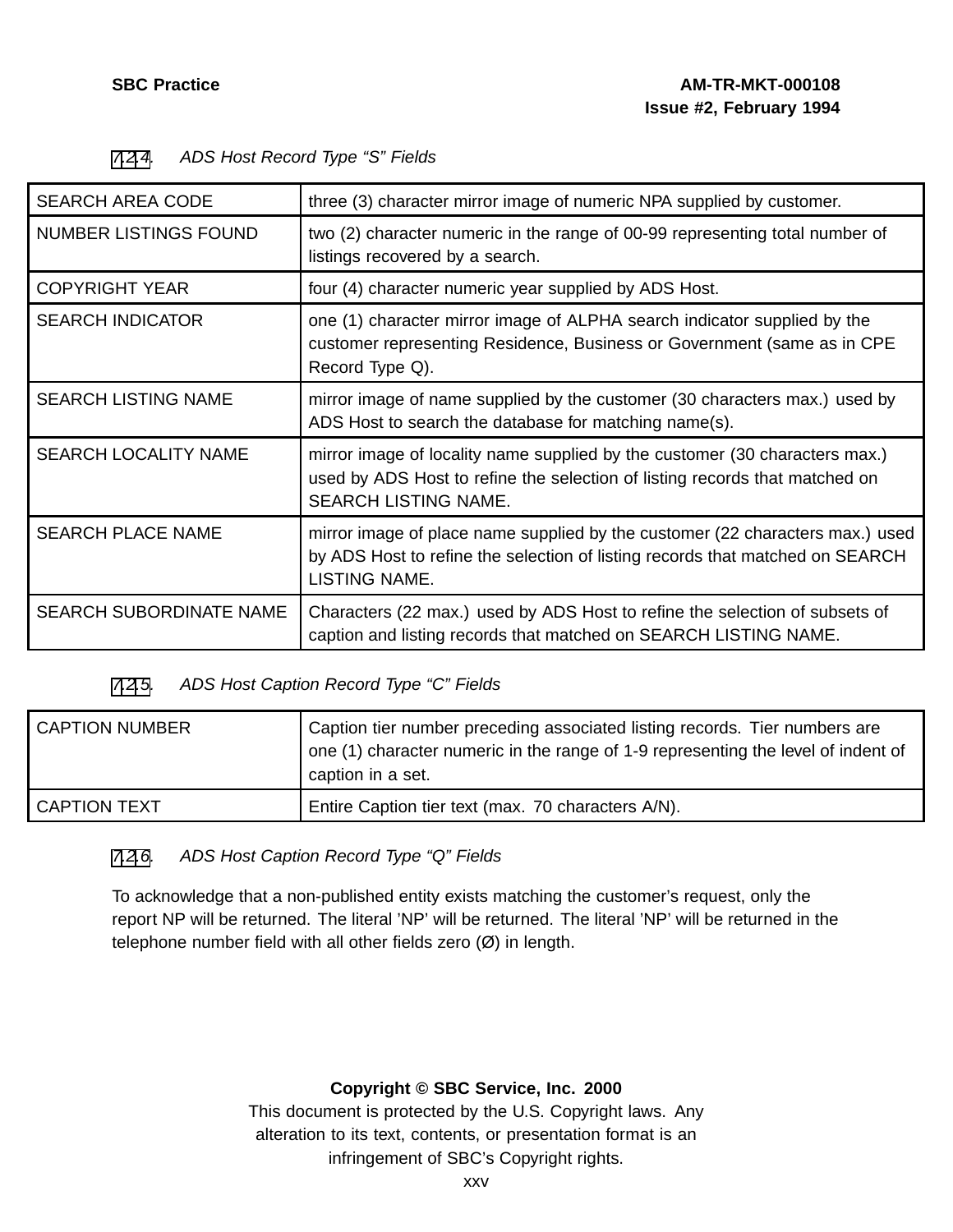### 7.2.4. *ADS Host Record Type "S" Fields*

| | |
|---|---|
| SEARCH AREA CODE | three (3) character mirror image of numeric NPA supplied by customer. |
| NUMBER LISTINGS FOUND | two (2) character numeric in the range of 00-99 representing total number of listings recovered by a search. |
| COPYRIGHT YEAR | four (4) character numeric year supplied by ADS Host. |
| SEARCH INDICATOR | one (1) character mirror image of ALPHA search indicator supplied by the customer representing Residence, Business or Government (same as in CPE Record Type Q). |
| SEARCH LISTING NAME | mirror image of name supplied by the customer (30 characters max.) used by ADS Host to search the database for matching name(s). |
| SEARCH LOCALITY NAME | mirror image of locality name supplied by the customer (30 characters max.) used by ADS Host to refine the selection of listing records that matched on SEARCH LISTING NAME. |
| SEARCH PLACE NAME | mirror image of place name supplied by the customer (22 characters max.) used by ADS Host to refine the selection of listing records that matched on SEARCH LISTING NAME. |
| SEARCH SUBORDINATE NAME | Characters (22 max.) used by ADS Host to refine the selection of subsets of caption and listing records that matched on SEARCH LISTING NAME. |

### 7.2.5. *ADS Host Caption Record Type "C" Fields*

| | |
|---|---|
| CAPTION NUMBER | Caption tier number preceding associated listing records. Tier numbers are one (1) character numeric in the range of 1-9 representing the level of indent of caption in a set. |
| CAPTION TEXT | Entire Caption tier text (max. 70 characters A/N). |

### 7.2.6. *ADS Host Caption Record Type "Q" Fields*

To acknowledge that a non-published entity exists matching the customer's request, only the report NP will be returned. The literal 'NP' will be returned. The literal 'NP' will be returned in the telephone number field with all other fields zero (Ø) in length.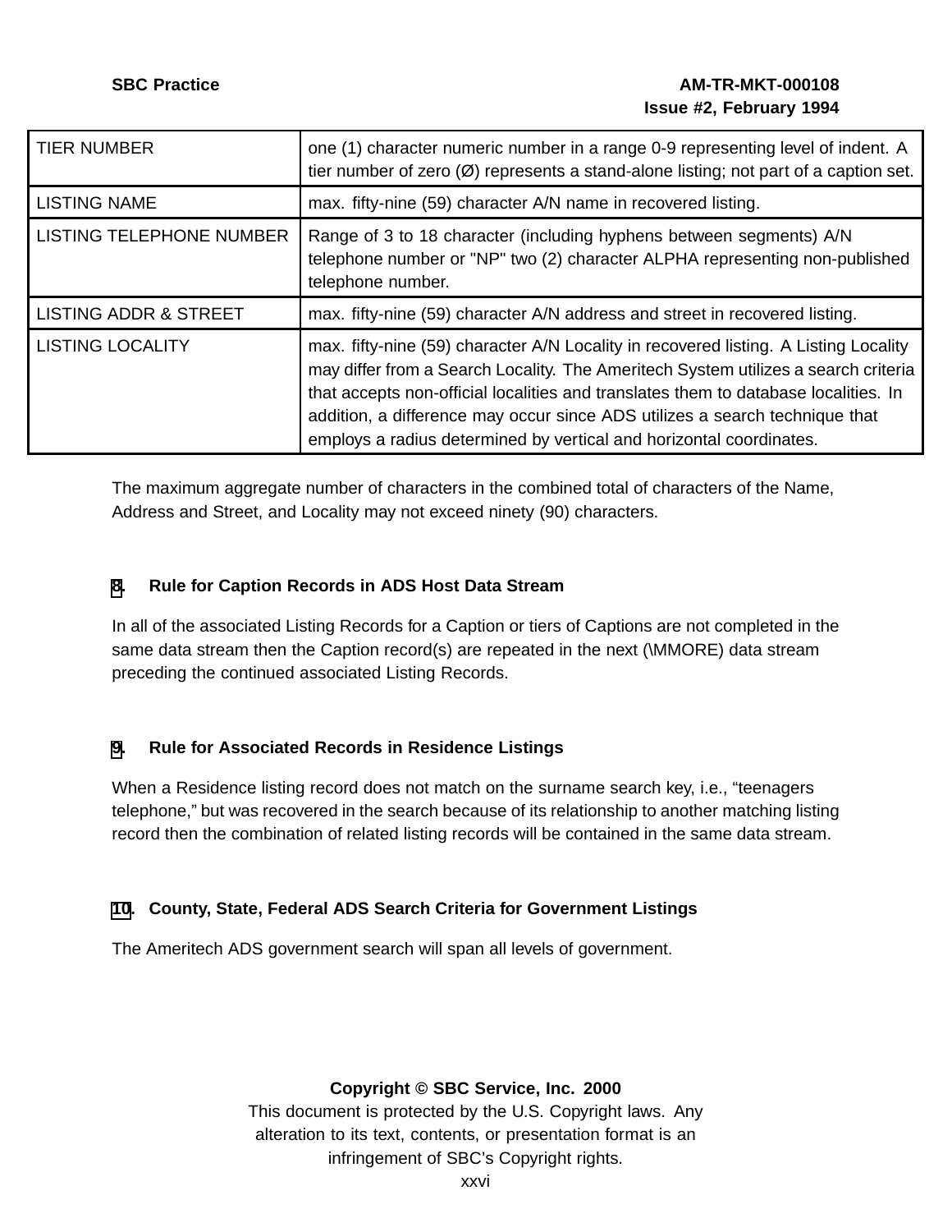| | |
|---|---|
| TIER NUMBER | one (1) character numeric number in a range 0-9 representing level of indent. A tier number of zero (Ø) represents a stand-alone listing; not part of a caption set. |
| LISTING NAME | max. fifty-nine (59) character A/N name in recovered listing. |
| LISTING TELEPHONE NUMBER | Range of 3 to 18 character (including hyphens between segments) A/N telephone number or "NP" two (2) character ALPHA representing non-published telephone number. |
| LISTING ADDR & STREET | max. fifty-nine (59) character A/N address and street in recovered listing. |
| LISTING LOCALITY | max. fifty-nine (59) character A/N Locality in recovered listing. A Listing Locality may differ from a Search Locality. The Ameritech System utilizes a search criteria that accepts non-official localities and translates them to database localities. In addition, a difference may occur since ADS utilizes a search technique that employs a radius determined by vertical and horizontal coordinates. |

The maximum aggregate number of characters in the combined total of characters of the Name, Address and Street, and Locality may not exceed ninety (90) characters.

### 8. Rule for Caption Records in ADS Host Data Stream

In all of the associated Listing Records for a Caption or tiers of Captions are not completed in the same data stream then the Caption record(s) are repeated in the next (\MMORE) data stream preceding the continued associated Listing Records.

### 9. Rule for Associated Records in Residence Listings

When a Residence listing record does not match on the surname search key, i.e., “teenagers telephone,” but was recovered in the search because of its relationship to another matching listing record then the combination of related listing records will be contained in the same data stream.

### 10. County, State, Federal ADS Search Criteria for Government Listings

The Ameritech ADS government search will span all levels of government.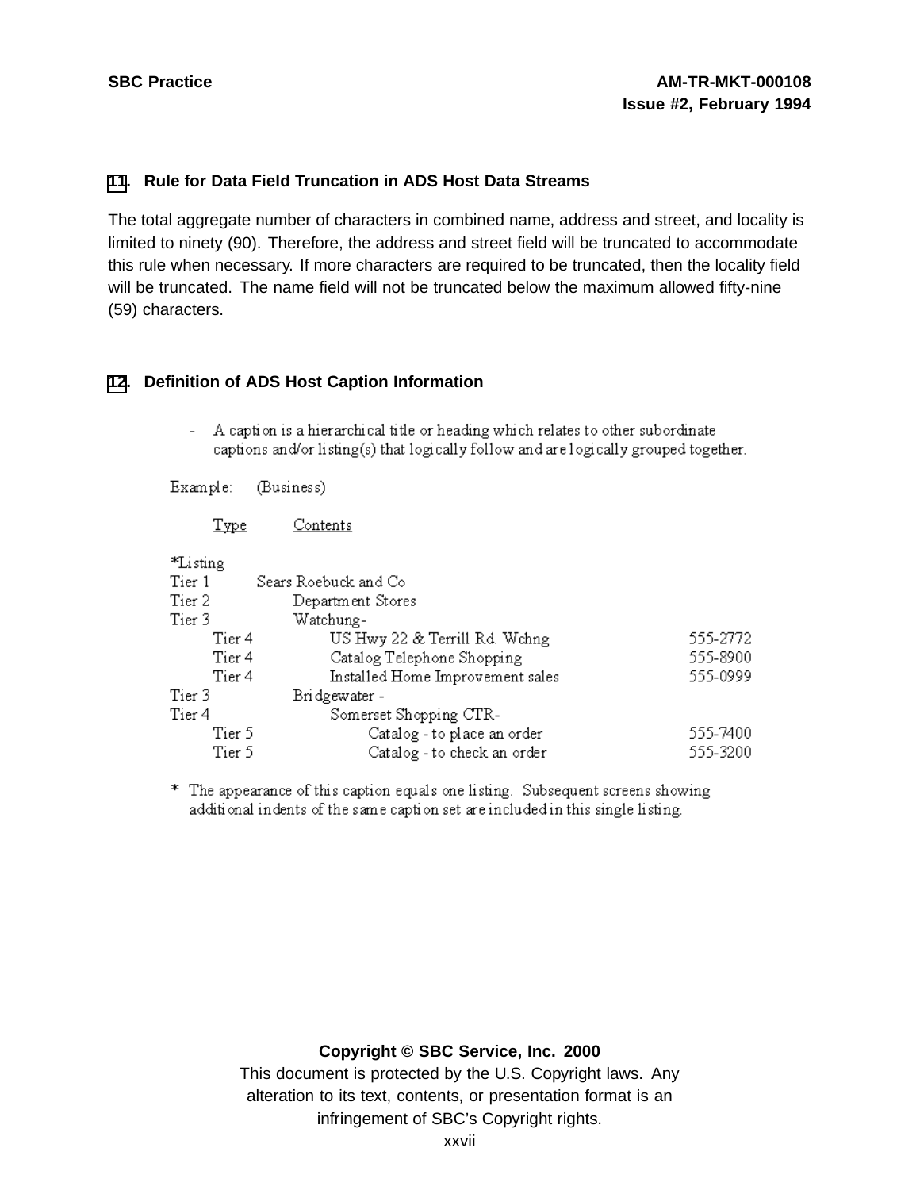## 11. Rule for Data Field Truncation in ADS Host Data Streams

The total aggregate number of characters in combined name, address and street, and locality is limited to ninety (90). Therefore, the address and street field will be truncated to accommodate this rule when necessary. If more characters are required to be truncated, then the locality field will be truncated. The name field will not be truncated below the maximum allowed fifty-nine (59) characters.

## 12. Definition of ADS Host Caption Information

- A caption is a hierarchical title or heading which relates to other subordinate captions and/or listing(s) that logically follow and are logically grouped together.

Example: (Business)

| Type | Contents | |
|---|---|---|
| *Listing | | |
| Tier 1 | Sears Roebuck and Co | |
| Tier 2 | Department Stores | |
| Tier 3 | Watchung- | |
| Tier 4 | US Hwy 22 & Terrill Rd. Wchng | 555-2772 |
| Tier 4 | Catalog Telephone Shopping | 555-8900 |
| Tier 4 | Installed Home Improvement sales | 555-0999 |
| Tier 3 | Bridgewater - | |
| Tier 4 | Somerset Shopping CTR- | |
| Tier 5 | Catalog - to place an order | 555-7400 |
| Tier 5 | Catalog - to check an order | 555-3200 |

* The appearance of this caption equals one listing. Subsequent screens showing additional indents of the same caption set are included in this single listing.

**Copyright © SBC Service, Inc. 2000**
This document is protected by the U.S. Copyright laws. Any alteration to its text, contents, or presentation format is an infringement of SBC's Copyright rights.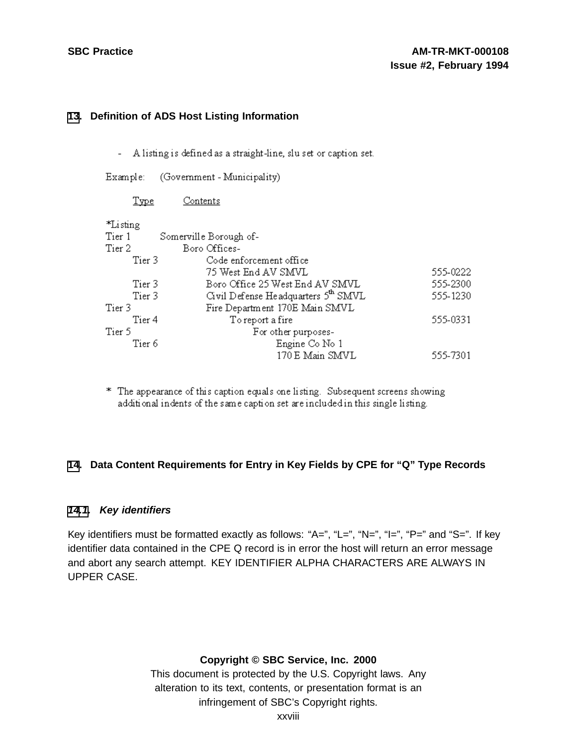## 13. Definition of ADS Host Listing Information

- A listing is defined as a straight-line, slu set or caption set.

Example: (Government - Municipality)

```
       Type          Contents

*Listing
Tier 1         Somerville Borough of-
Tier 2              Boro Offices-
       Tier 3            Code enforcement office
                         75 West End AV SMVL                        555-0222
       Tier 3            Boro Office 25 West End AV SMVL            555-2300
       Tier 3            Civil Defense Headquarters 5th SMVL        555-1230
Tier 3                   Fire Department 170E Main SMVL
       Tier 4                 To report a fire                      555-0331
Tier 5                             For other purposes-
       Tier 6                           Engine Co No 1
                                        170 E Main SMVL             555-7301
```

\* The appearance of this caption equals one listing. Subsequent screens showing additional indents of the same caption set are included in this single listing.

## 14. Data Content Requirements for Entry in Key Fields by CPE for "Q" Type Records

### 14.1. *Key identifiers*

Key identifiers must be formatted exactly as follows: "A=", "L=", "N=", "I=", "P=" and "S=". If key identifier data contained in the CPE Q record is in error the host will return an error message and abort any search attempt. KEY IDENTIFIER ALPHA CHARACTERS ARE ALWAYS IN UPPER CASE.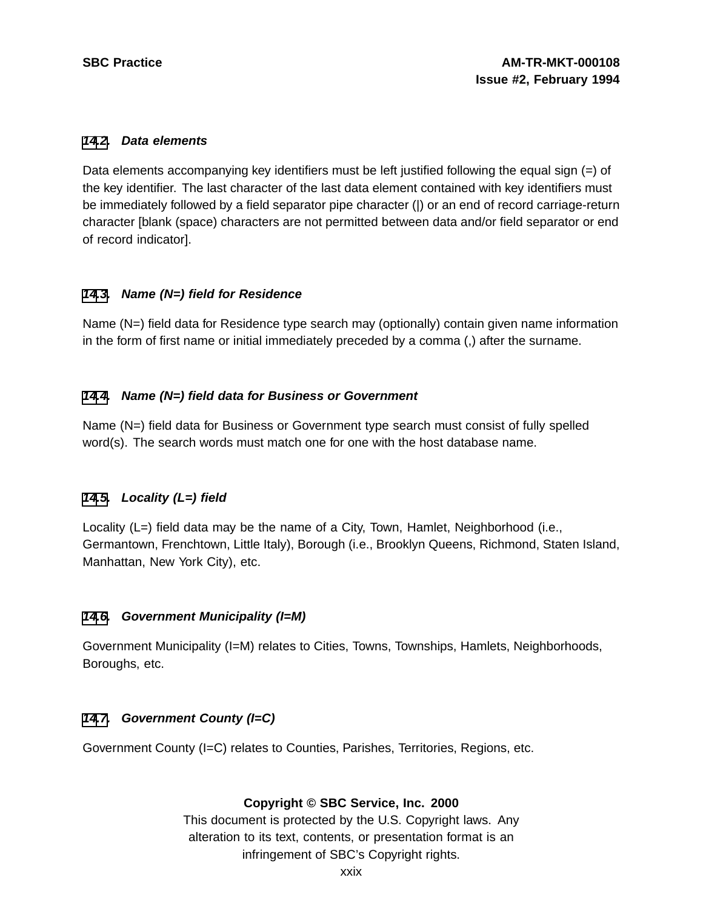### 14.2. *Data elements*

Data elements accompanying key identifiers must be left justified following the equal sign (=) of the key identifier. The last character of the last data element contained with key identifiers must be immediately followed by a field separator pipe character (|) or an end of record carriage-return character [blank (space) characters are not permitted between data and/or field separator or end of record indicator].

### 14.3. *Name (N=) field for Residence*

Name (N=) field data for Residence type search may (optionally) contain given name information in the form of first name or initial immediately preceded by a comma (,) after the surname.

### 14.4. *Name (N=) field data for Business or Government*

Name (N=) field data for Business or Government type search must consist of fully spelled word(s). The search words must match one for one with the host database name.

### 14.5. *Locality (L=) field*

Locality (L=) field data may be the name of a City, Town, Hamlet, Neighborhood (i.e., Germantown, Frenchtown, Little Italy), Borough (i.e., Brooklyn Queens, Richmond, Staten Island, Manhattan, New York City), etc.

### 14.6. *Government Municipality (I=M)*

Government Municipality (I=M) relates to Cities, Towns, Townships, Hamlets, Neighborhoods, Boroughs, etc.

### 14.7. *Government County (I=C)*

Government County (I=C) relates to Counties, Parishes, Territories, Regions, etc.

**Copyright © SBC Service, Inc. 2000**
This document is protected by the U.S. Copyright laws. Any alteration to its text, contents, or presentation format is an infringement of SBC's Copyright rights.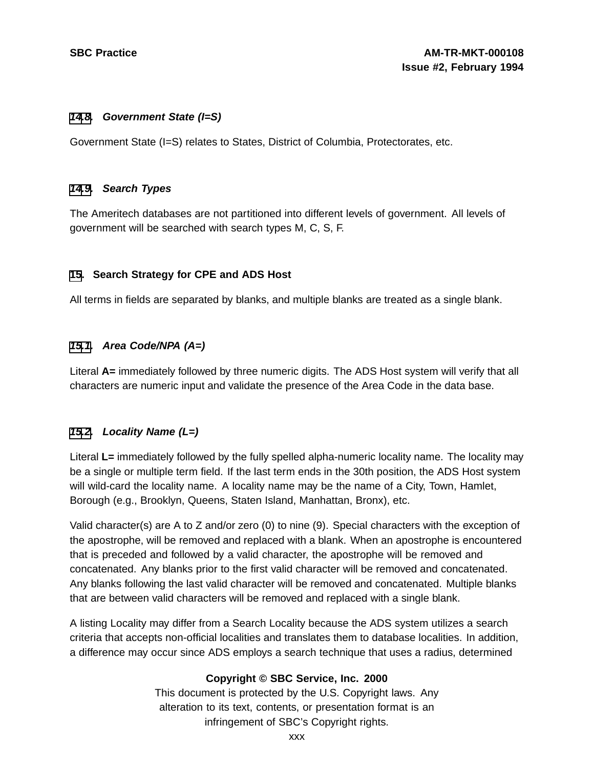### 14.8. *Government State (I=S)*

Government State (I=S) relates to States, District of Columbia, Protectorates, etc.

### 14.9. *Search Types*

The Ameritech databases are not partitioned into different levels of government. All levels of government will be searched with search types M, C, S, F.

## 15. Search Strategy for CPE and ADS Host

All terms in fields are separated by blanks, and multiple blanks are treated as a single blank.

### 15.1. *Area Code/NPA (A=)*

Literal **A=** immediately followed by three numeric digits. The ADS Host system will verify that all characters are numeric input and validate the presence of the Area Code in the data base.

### 15.2. *Locality Name (L=)*

Literal **L=** immediately followed by the fully spelled alpha-numeric locality name. The locality may be a single or multiple term field. If the last term ends in the 30th position, the ADS Host system will wild-card the locality name. A locality name may be the name of a City, Town, Hamlet, Borough (e.g., Brooklyn, Queens, Staten Island, Manhattan, Bronx), etc.

Valid character(s) are A to Z and/or zero (0) to nine (9). Special characters with the exception of the apostrophe, will be removed and replaced with a blank. When an apostrophe is encountered that is preceded and followed by a valid character, the apostrophe will be removed and concatenated. Any blanks prior to the first valid character will be removed and concatenated. Any blanks following the last valid character will be removed and concatenated. Multiple blanks that are between valid characters will be removed and replaced with a single blank.

A listing Locality may differ from a Search Locality because the ADS system utilizes a search criteria that accepts non-official localities and translates them to database localities. In addition, a difference may occur since ADS employs a search technique that uses a radius, determined

**Copyright © SBC Service, Inc. 2000**
This document is protected by the U.S. Copyright laws. Any alteration to its text, contents, or presentation format is an infringement of SBC's Copyright rights.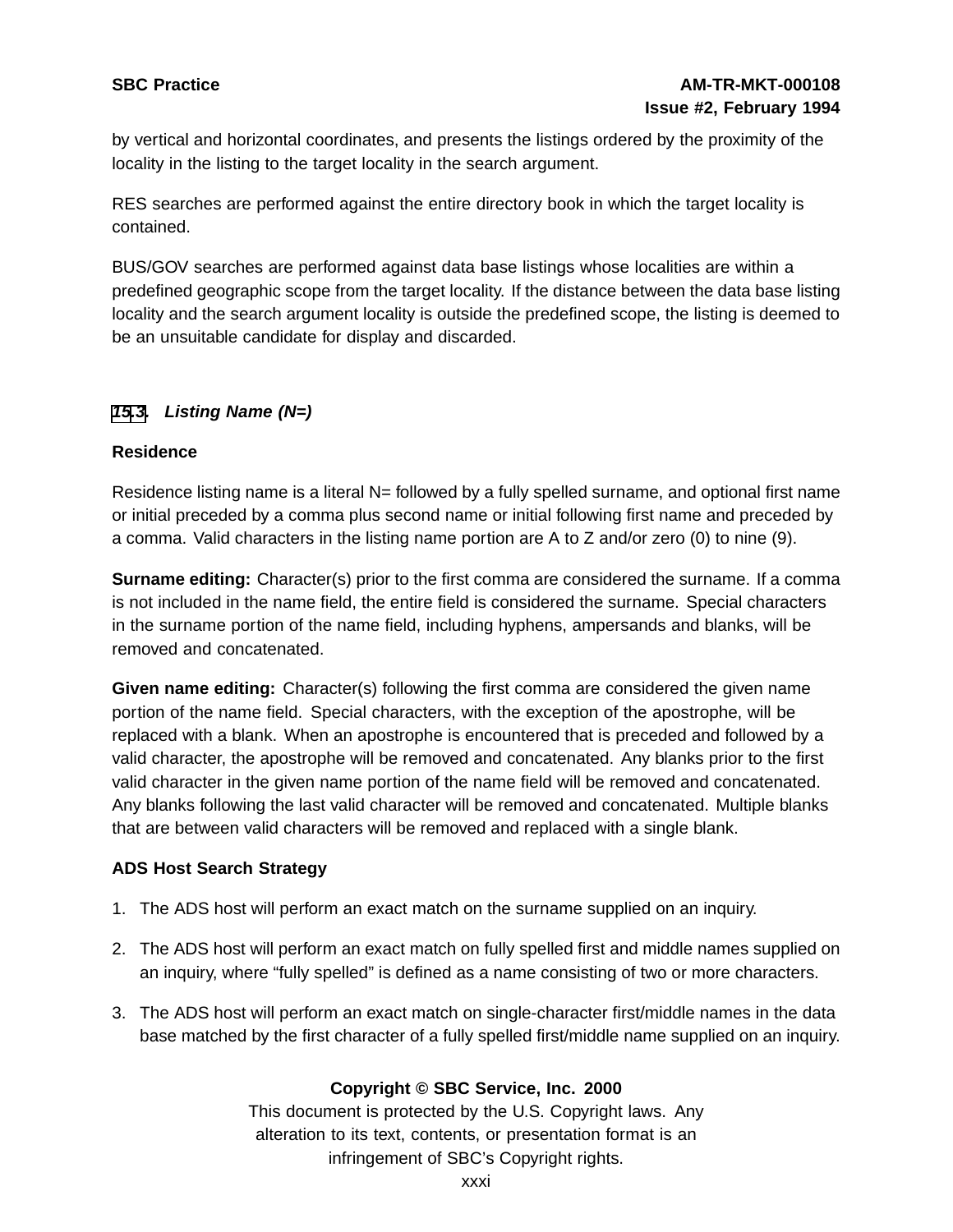by vertical and horizontal coordinates, and presents the listings ordered by the proximity of the locality in the listing to the target locality in the search argument.

RES searches are performed against the entire directory book in which the target locality is contained.

BUS/GOV searches are performed against data base listings whose localities are within a predefined geographic scope from the target locality. If the distance between the data base listing locality and the search argument locality is outside the predefined scope, the listing is deemed to be an unsuitable candidate for display and discarded.

### *15.3. Listing Name (N=)*

**Residence**

Residence listing name is a literal N= followed by a fully spelled surname, and optional first name or initial preceded by a comma plus second name or initial following first name and preceded by a comma. Valid characters in the listing name portion are A to Z and/or zero (0) to nine (9).

**Surname editing:** Character(s) prior to the first comma are considered the surname. If a comma is not included in the name field, the entire field is considered the surname. Special characters in the surname portion of the name field, including hyphens, ampersands and blanks, will be removed and concatenated.

**Given name editing:** Character(s) following the first comma are considered the given name portion of the name field. Special characters, with the exception of the apostrophe, will be replaced with a blank. When an apostrophe is encountered that is preceded and followed by a valid character, the apostrophe will be removed and concatenated. Any blanks prior to the first valid character in the given name portion of the name field will be removed and concatenated. Any blanks following the last valid character will be removed and concatenated. Multiple blanks that are between valid characters will be removed and replaced with a single blank.

**ADS Host Search Strategy**

1. The ADS host will perform an exact match on the surname supplied on an inquiry.
2. The ADS host will perform an exact match on fully spelled first and middle names supplied on an inquiry, where “fully spelled” is defined as a name consisting of two or more characters.
3. The ADS host will perform an exact match on single-character first/middle names in the data base matched by the first character of a fully spelled first/middle name supplied on an inquiry.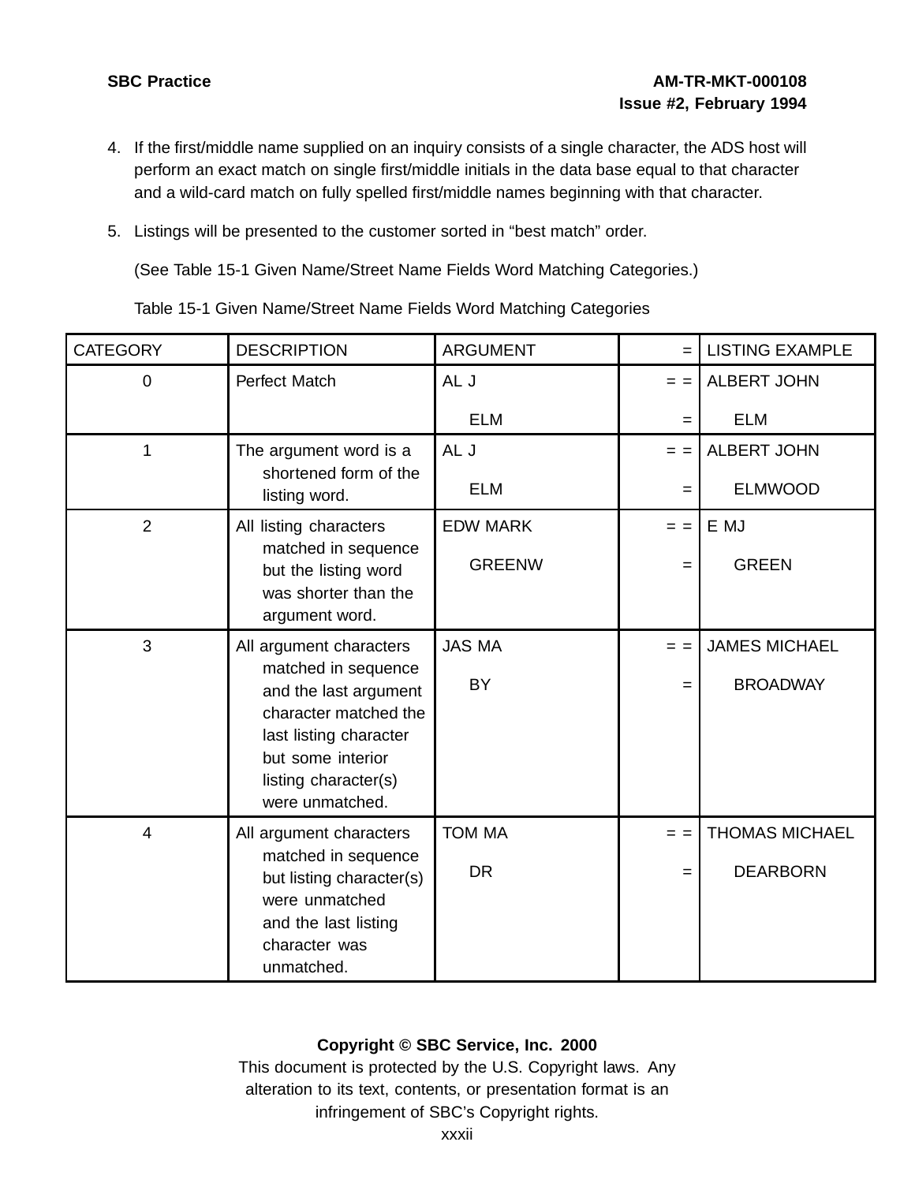4. If the first/middle name supplied on an inquiry consists of a single character, the ADS host will perform an exact match on single first/middle initials in the data base equal to that character and a wild-card match on fully spelled first/middle names beginning with that character.

5. Listings will be presented to the customer sorted in “best match” order.

   (See Table 15-1 Given Name/Street Name Fields Word Matching Categories.)

   Table 15-1 Given Name/Street Name Fields Word Matching Categories

| CATEGORY | DESCRIPTION | ARGUMENT | = | LISTING EXAMPLE |
|---|---|---|---|---|
| 0 | Perfect Match | AL J<br>ELM | = =<br>= | ALBERT JOHN<br>ELM |
| 1 | The argument word is a shortened form of the listing word. | AL J<br>ELM | = =<br>= | ALBERT JOHN<br>ELMWOOD |
| 2 | All listing characters matched in sequence but the listing word was shorter than the argument word. | EDW MARK<br>GREENW | = =<br>= | E MJ<br>GREEN |
| 3 | All argument characters matched in sequence and the last argument character matched the last listing character but some interior listing character(s) were unmatched. | JAS MA<br>BY | = =<br>= | JAMES MICHAEL<br>BROADWAY |
| 4 | All argument characters matched in sequence but listing character(s) were unmatched and the last listing character was unmatched. | TOM MA<br>DR | = =<br>= | THOMAS MICHAEL<br>DEARBORN |

**Copyright © SBC Service, Inc. 2000**
This document is protected by the U.S. Copyright laws. Any alteration to its text, contents, or presentation format is an infringement of SBC’s Copyright rights.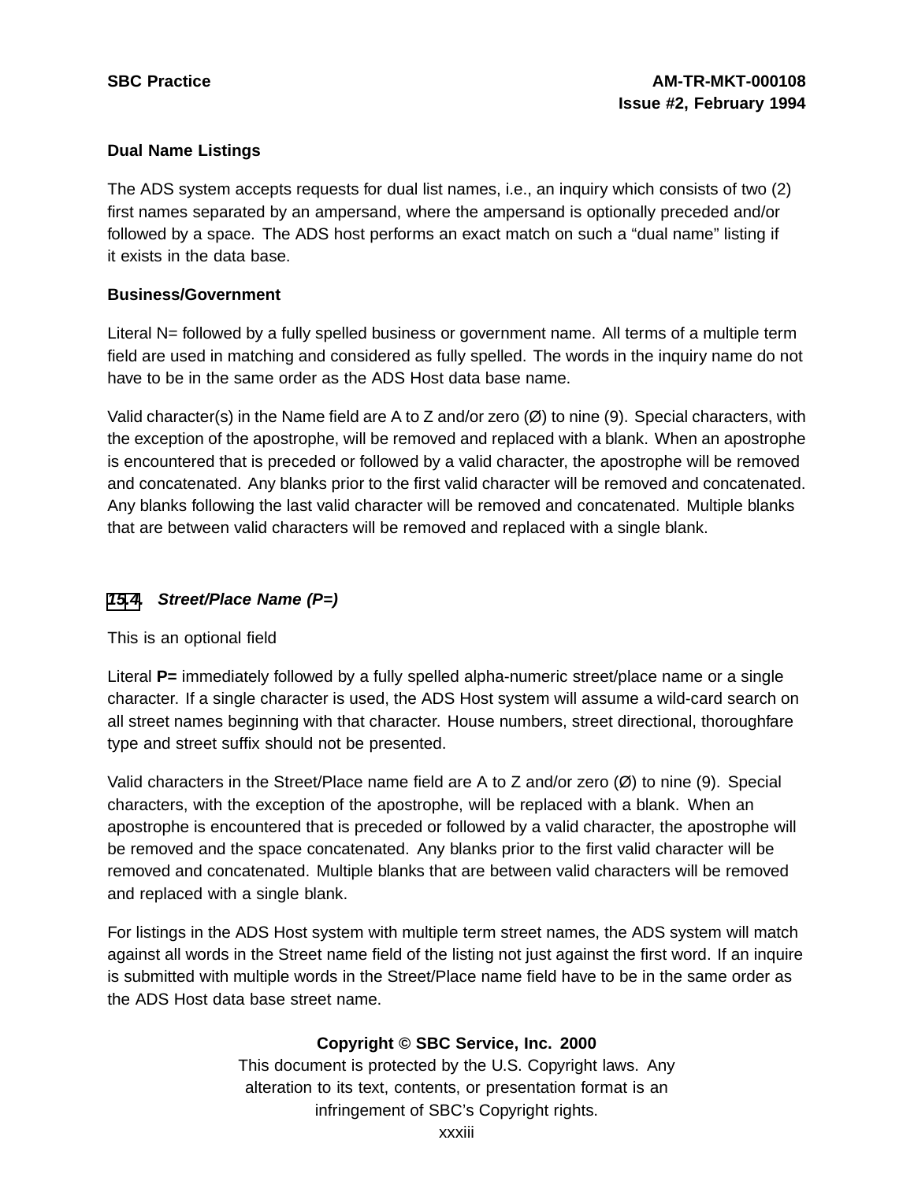**Dual Name Listings**

The ADS system accepts requests for dual list names, i.e., an inquiry which consists of two (2) first names separated by an ampersand, where the ampersand is optionally preceded and/or followed by a space. The ADS host performs an exact match on such a "dual name" listing if it exists in the data base.

**Business/Government**

Literal N= followed by a fully spelled business or government name. All terms of a multiple term field are used in matching and considered as fully spelled. The words in the inquiry name do not have to be in the same order as the ADS Host data base name.

Valid character(s) in the Name field are A to Z and/or zero (Ø) to nine (9). Special characters, with the exception of the apostrophe, will be removed and replaced with a blank. When an apostrophe is encountered that is preceded or followed by a valid character, the apostrophe will be removed and concatenated. Any blanks prior to the first valid character will be removed and concatenated. Any blanks following the last valid character will be removed and concatenated. Multiple blanks that are between valid characters will be removed and replaced with a single blank.

### *15.4. Street/Place Name (P=)*

This is an optional field

Literal **P=** immediately followed by a fully spelled alpha-numeric street/place name or a single character. If a single character is used, the ADS Host system will assume a wild-card search on all street names beginning with that character. House numbers, street directional, thoroughfare type and street suffix should not be presented.

Valid characters in the Street/Place name field are A to Z and/or zero (Ø) to nine (9). Special characters, with the exception of the apostrophe, will be replaced with a blank. When an apostrophe is encountered that is preceded or followed by a valid character, the apostrophe will be removed and the space concatenated. Any blanks prior to the first valid character will be removed and concatenated. Multiple blanks that are between valid characters will be removed and replaced with a single blank.

For listings in the ADS Host system with multiple term street names, the ADS system will match against all words in the Street name field of the listing not just against the first word. If an inquire is submitted with multiple words in the Street/Place name field have to be in the same order as the ADS Host data base street name.

**Copyright © SBC Service, Inc. 2000**
This document is protected by the U.S. Copyright laws. Any alteration to its text, contents, or presentation format is an infringement of SBC's Copyright rights.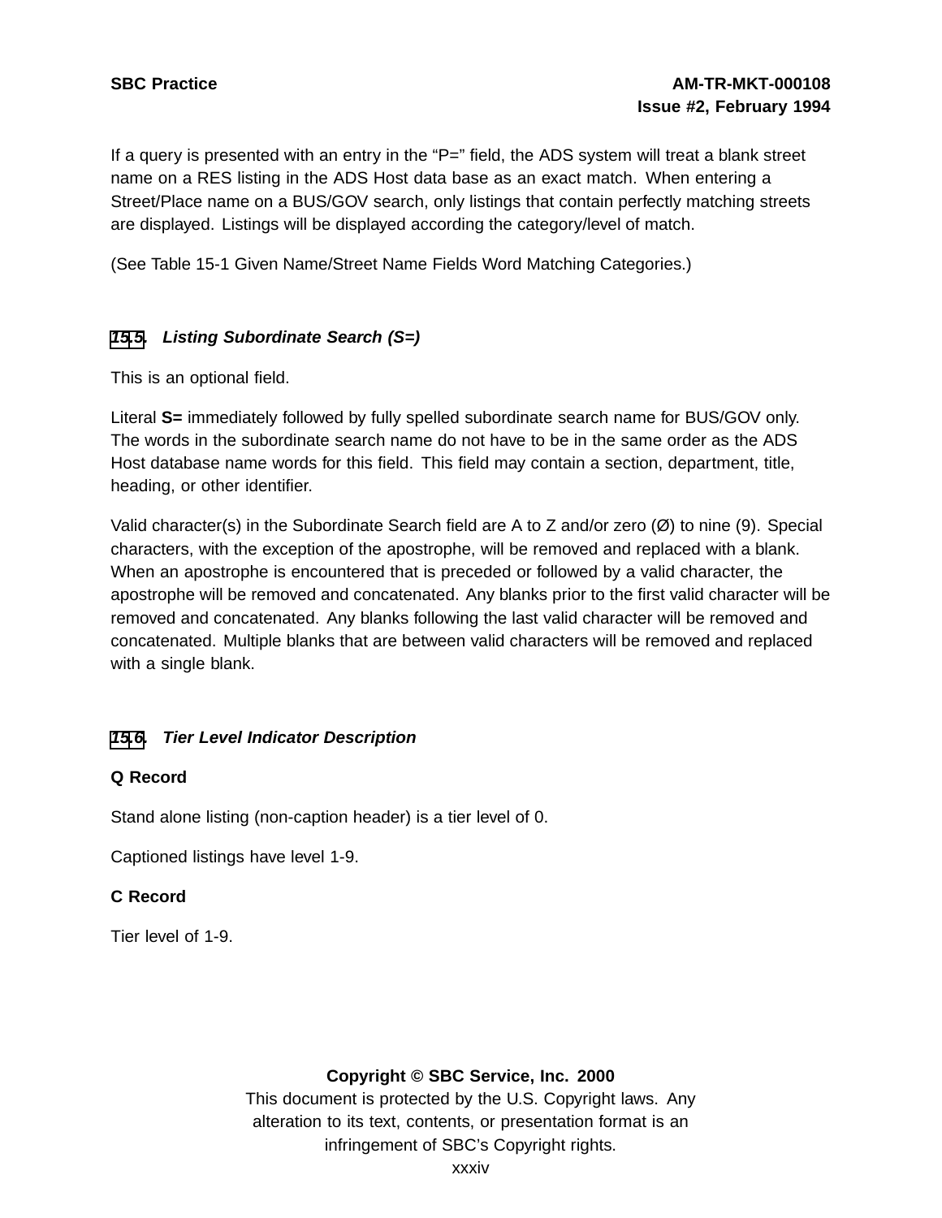If a query is presented with an entry in the “P=” field, the ADS system will treat a blank street name on a RES listing in the ADS Host data base as an exact match. When entering a Street/Place name on a BUS/GOV search, only listings that contain perfectly matching streets are displayed. Listings will be displayed according the category/level of match.

(See Table 15-1 Given Name/Street Name Fields Word Matching Categories.)

## *15.5. Listing Subordinate Search (S=)*

This is an optional field.

Literal **S=** immediately followed by fully spelled subordinate search name for BUS/GOV only. The words in the subordinate search name do not have to be in the same order as the ADS Host database name words for this field. This field may contain a section, department, title, heading, or other identifier.

Valid character(s) in the Subordinate Search field are A to Z and/or zero (Ø) to nine (9). Special characters, with the exception of the apostrophe, will be removed and replaced with a blank. When an apostrophe is encountered that is preceded or followed by a valid character, the apostrophe will be removed and concatenated. Any blanks prior to the first valid character will be removed and concatenated. Any blanks following the last valid character will be removed and concatenated. Multiple blanks that are between valid characters will be removed and replaced with a single blank.

## *15.6. Tier Level Indicator Description*

**Q Record**

Stand alone listing (non-caption header) is a tier level of 0.

Captioned listings have level 1-9.

**C Record**

Tier level of 1-9.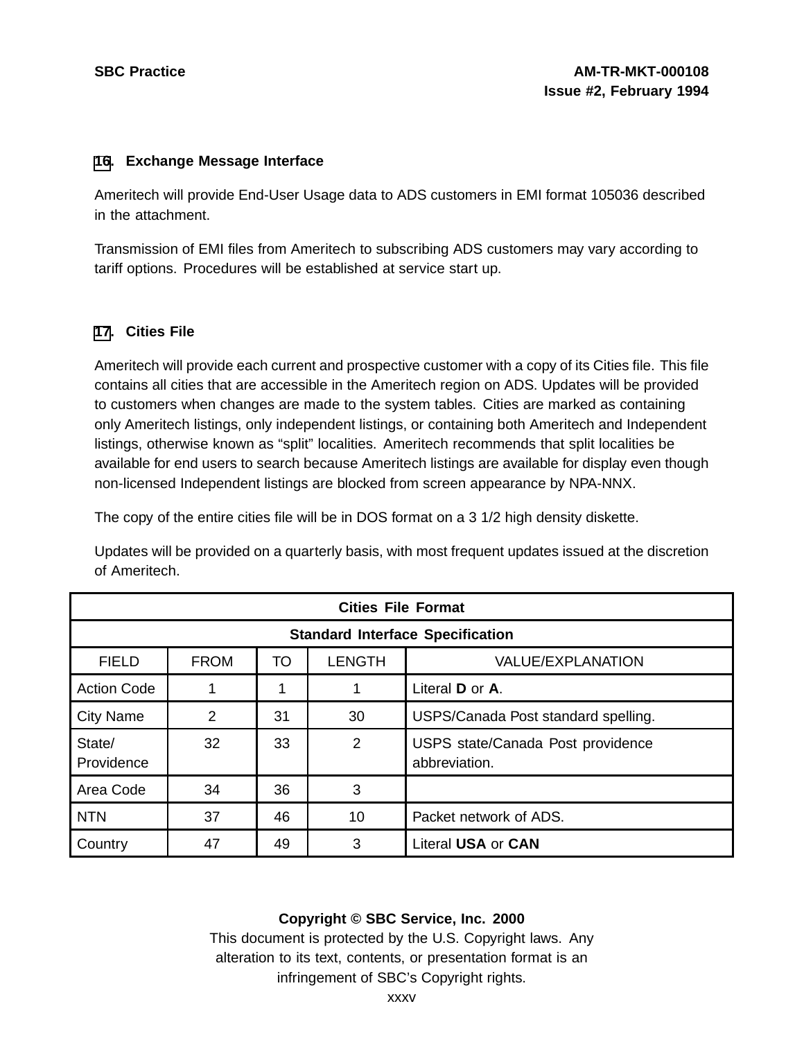## 16. Exchange Message Interface

Ameritech will provide End-User Usage data to ADS customers in EMI format 105036 described in the attachment.

Transmission of EMI files from Ameritech to subscribing ADS customers may vary according to tariff options. Procedures will be established at service start up.

## 17. Cities File

Ameritech will provide each current and prospective customer with a copy of its Cities file. This file contains all cities that are accessible in the Ameritech region on ADS. Updates will be provided to customers when changes are made to the system tables. Cities are marked as containing only Ameritech listings, only independent listings, or containing both Ameritech and Independent listings, otherwise known as "split" localities. Ameritech recommends that split localities be available for end users to search because Ameritech listings are available for display even though non-licensed Independent listings are blocked from screen appearance by NPA-NNX.

The copy of the entire cities file will be in DOS format on a 3 1/2 high density diskette.

Updates will be provided on a quarterly basis, with most frequent updates issued at the discretion of Ameritech.

| **Cities File Format** | | | | |
|---|---|---|---|---|
| **Standard Interface Specification** | | | | |
| FIELD | FROM | TO | LENGTH | VALUE/EXPLANATION |
| Action Code | 1 | 1 | 1 | Literal **D** or **A**. |
| City Name | 2 | 31 | 30 | USPS/Canada Post standard spelling. |
| State/ Providence | 32 | 33 | 2 | USPS state/Canada Post providence abbreviation. |
| Area Code | 34 | 36 | 3 | |
| NTN | 37 | 46 | 10 | Packet network of ADS. |
| Country | 47 | 49 | 3 | Literal **USA** or **CAN** |

**Copyright © SBC Service, Inc. 2000**
This document is protected by the U.S. Copyright laws. Any alteration to its text, contents, or presentation format is an infringement of SBC's Copyright rights.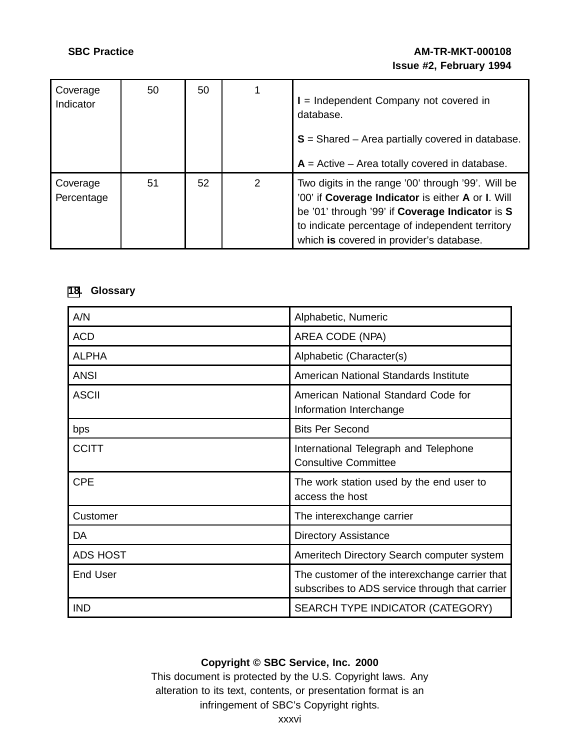| Coverage Indicator | 50 | 50 | 1 | **I** = Independent Company not covered in database.<br><br>**S** = Shared – Area partially covered in database.<br><br>**A** = Active – Area totally covered in database. |
|---|---|---|---|---|
| Coverage Percentage | 51 | 52 | 2 | Two digits in the range ’00’ through ’99’. Will be ’00’ if **Coverage Indicator** is either **A** or **I**. Will be ’01’ through ’99’ if **Coverage Indicator** is **S** to indicate percentage of independent territory which **is** covered in provider’s database. |

## 18. Glossary

| A/N | Alphabetic, Numeric |
|---|---|
| ACD | AREA CODE (NPA) |
| ALPHA | Alphabetic (Character(s) |
| ANSI | American National Standards Institute |
| ASCII | American National Standard Code for Information Interchange |
| bps | Bits Per Second |
| CCITT | International Telegraph and Telephone Consultive Committee |
| CPE | The work station used by the end user to access the host |
| Customer | The interexchange carrier |
| DA | Directory Assistance |
| ADS HOST | Ameritech Directory Search computer system |
| End User | The customer of the interexchange carrier that subscribes to ADS service through that carrier |
| IND | SEARCH TYPE INDICATOR (CATEGORY) |

**Copyright © SBC Service, Inc. 2000**
This document is protected by the U.S. Copyright laws. Any alteration to its text, contents, or presentation format is an infringement of SBC’s Copyright rights.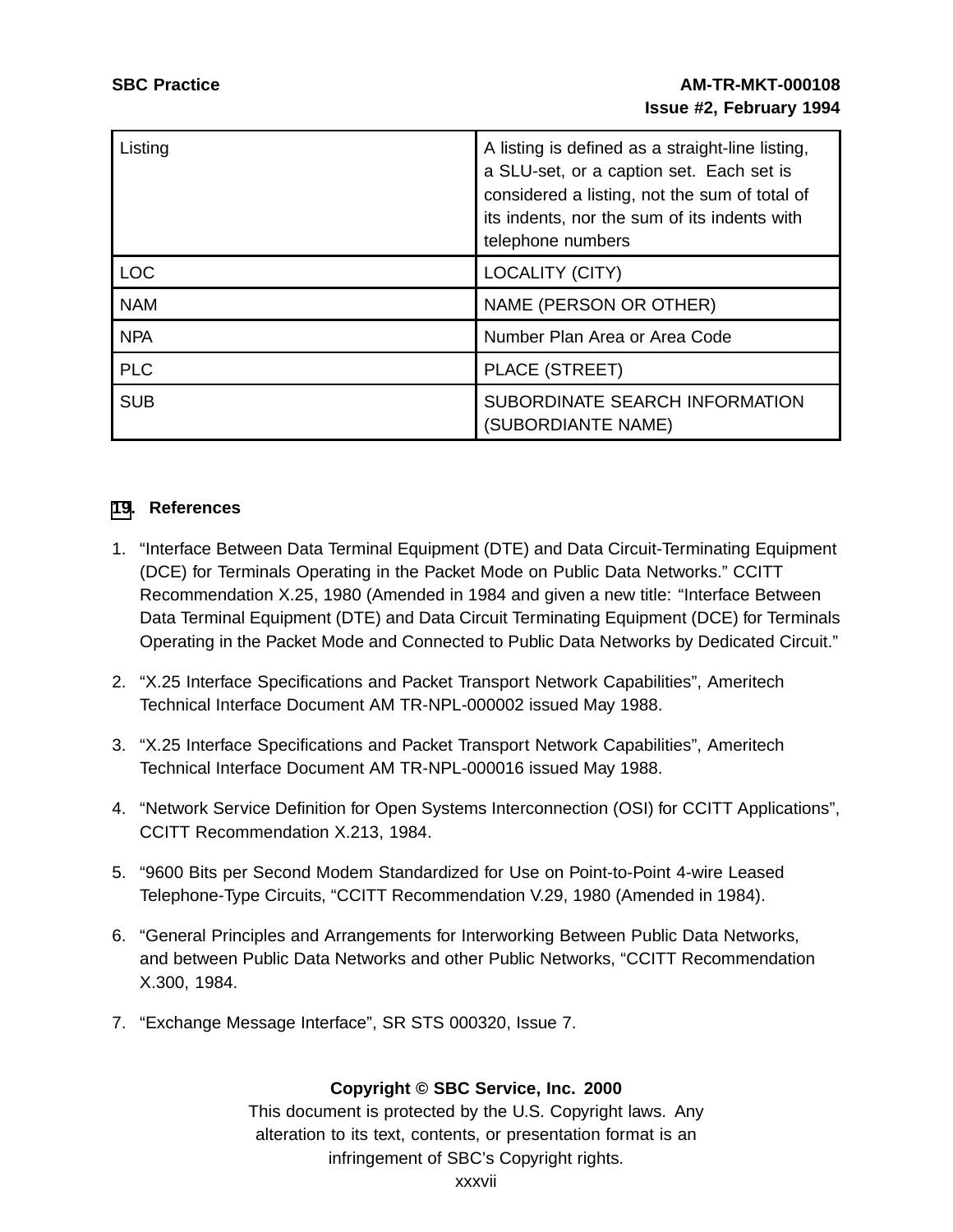| Listing | A listing is defined as a straight-line listing, a SLU-set, or a caption set. Each set is considered a listing, not the sum of total of its indents, nor the sum of its indents with telephone numbers |
|---|---|
| LOC | LOCALITY (CITY) |
| NAM | NAME (PERSON OR OTHER) |
| NPA | Number Plan Area or Area Code |
| PLC | PLACE (STREET) |
| SUB | SUBORDINATE SEARCH INFORMATION (SUBORDIANTE NAME) |

## 19. References

1. "Interface Between Data Terminal Equipment (DTE) and Data Circuit-Terminating Equipment (DCE) for Terminals Operating in the Packet Mode on Public Data Networks." CCITT Recommendation X.25, 1980 (Amended in 1984 and given a new title: "Interface Between Data Terminal Equipment (DTE) and Data Circuit Terminating Equipment (DCE) for Terminals Operating in the Packet Mode and Connected to Public Data Networks by Dedicated Circuit."

2. "X.25 Interface Specifications and Packet Transport Network Capabilities", Ameritech Technical Interface Document AM TR-NPL-000002 issued May 1988.

3. "X.25 Interface Specifications and Packet Transport Network Capabilities", Ameritech Technical Interface Document AM TR-NPL-000016 issued May 1988.

4. "Network Service Definition for Open Systems Interconnection (OSI) for CCITT Applications", CCITT Recommendation X.213, 1984.

5. "9600 Bits per Second Modem Standardized for Use on Point-to-Point 4-wire Leased Telephone-Type Circuits, "CCITT Recommendation V.29, 1980 (Amended in 1984).

6. "General Principles and Arrangements for Interworking Between Public Data Networks, and between Public Data Networks and other Public Networks, "CCITT Recommendation X.300, 1984.

7. "Exchange Message Interface", SR STS 000320, Issue 7.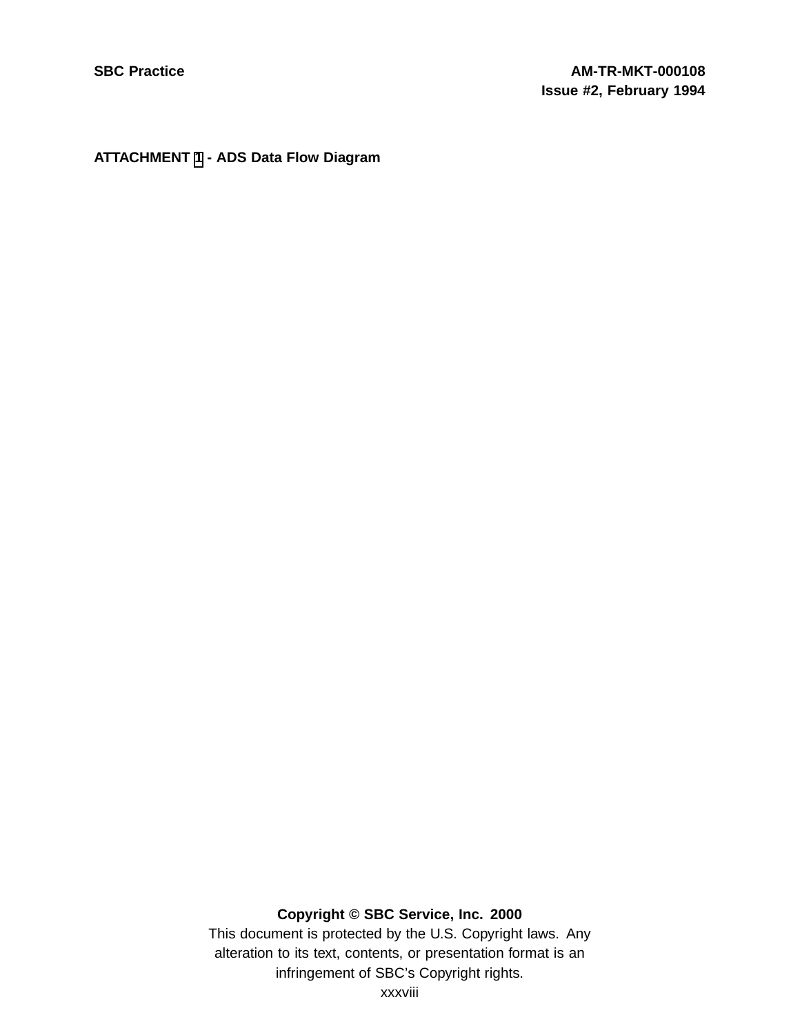**ATTACHMENT 1 - ADS Data Flow Diagram**

**Copyright © SBC Service, Inc. 2000**

This document is protected by the U.S. Copyright laws. Any alteration to its text, contents, or presentation format is an infringement of SBC's Copyright rights.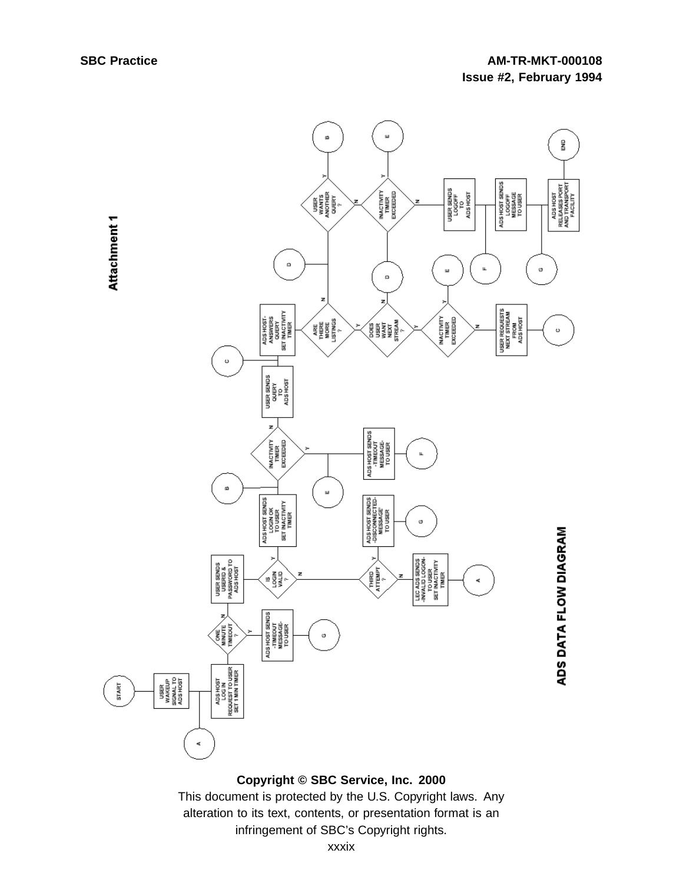# Attachment 1

## ADS DATA FLOW DIAGRAM

- START → USER WAKEUP SIGNAL TO ADS HOST
- ADS HOST LOG IN REQUEST TO USER SET 1 MIN TIMER (connector A)
- ONE MINUTE TIMEOUT ?
  - Y → ADS HOST SENDS -TIMEOUT MESSAGE- TO USER → G
  - N → USER SENDS USERID & PASSWORD TO ADS HOST
- IS LOGIN VALID ?
  - Y → ADS HOST SENDS LOGIN OK TO USER SET INACTIVITY TIMER (connector B)
  - N → THIRD ATTEMPT ?
    - Y → ADS HOST SENDS -DISCONNECTED- MESSAGE TO USER → G
    - N → LEC ADS SENDS -INVALID LOGON- TO USER SET INACTIVITY TIMER → A
- INACTIVITY TIMER EXCEEDED ?
  - Y → E → ADS HOST SENDS -TIMEOUT MESSAGE- TO USER → F
  - N → USER SENDS QUERY TO ADS HOST (connector C)
- ADS HOST ANSWERS QUERY SET INACTIVITY TIMER
- ARE THERE MORE LISTINGS ?
  - N → D
  - Y → DOES USER WANT NEXT STREAM ?
    - N → D
    - Y → INACTIVITY TIMER EXCEEDED ?
      - Y → E
      - N → USER REQUESTS NEXT STREAM FROM ADS HOST → C
- D → USER WANTS ANOTHER QUERY ?
  - Y → B
  - N → INACTIVITY TIMER EXCEEDED ?
    - Y → E
    - N → USER SENDS LOGOFF TO ADS HOST
- ADS HOST SENDS LOGOFF MESSAGE TO USER (connector F)
- ADS HOST RELEASES PORT AND TRANSPORT FACILITY (connector G)
- END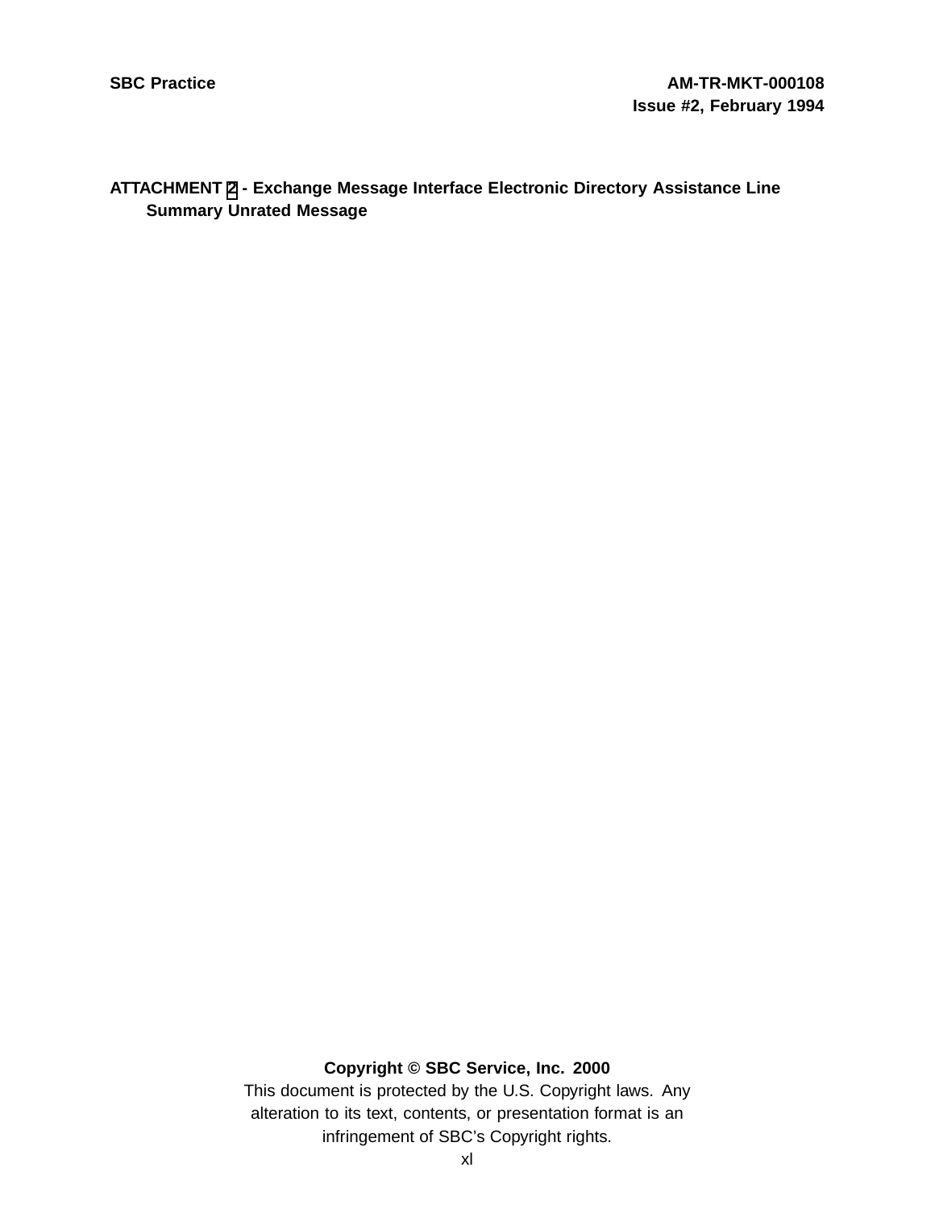**ATTACHMENT 2 - Exchange Message Interface Electronic Directory Assistance Line Summary Unrated Message**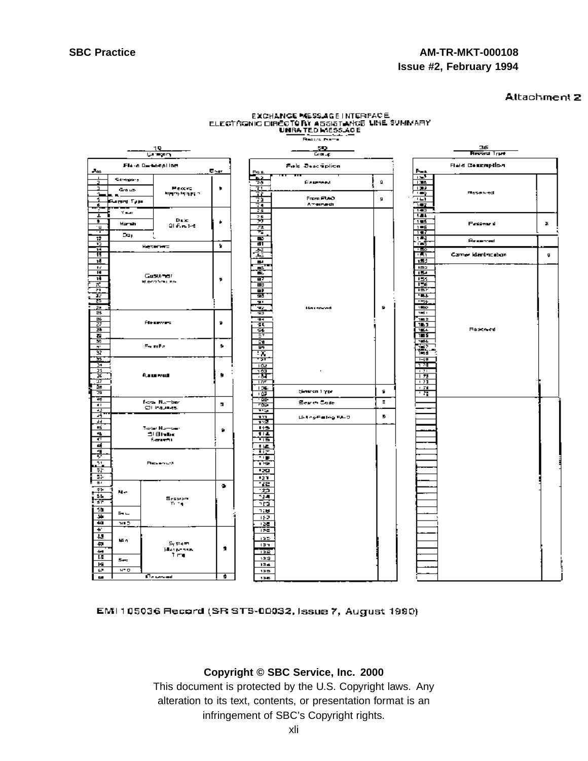Attachment 2

EXCHANGE MESSAGE INTERFACE
ELECTRONIC DIRECTORY ASSISTANCE LINE SUMMARY
UNRATED MESSAGE

Record Name

| Category | Group | Record Type |
| --- | --- | --- |
| 10 | 50 | 36 |

| Pos. | Field Description | | Char |
| --- | --- | --- | --- |
| 1-2 | Category | Record Identification | 6 |
| 3-4 | Group | | |
| 5-6 | Record Type | | |
| 7-8 | Year | Date Of Activity | 6 |
| 9-10 | Month | | |
| 11-12 | Day | | |
| 13 | Reserved | | 1 |
| 14-24 | Customer Identification | | 11 |
| 25-29 | Reserved | | 5 |
| 30-32 | Sum of Pa | | 3 |
| 33-39 | Reserved | | 7 |
| 40-42 | Total Number Of Inquiries | | 3 |
| 43-48 | Total Number Of Billable Searches | | 6 |
| 49-53 | Reserved | | |
| 54-56 | Min | Session Time | 6 |
| 57-58 | Sec | | |
| 59-60 | MSD | | |
| 61-63 | Min | System Response Time | 6 |
| 64-65 | Sec | | |
| 66-67 | MSD | | |
| 68 | Reserved | | 1 |

| Pos. | Field Description | Char |
| --- | --- | --- |
| 69-71 | Reserved | 3 |
| 72-74 | From RAO Alternate | 3 |
| 75-105 | Reserved | 31 |
| 106 | Search Type | 1 |
| 107-108 | Search Code | 2 |
| 109-111 | Billing/Rating RAO | 3 |

| Pos. | Field Description | Char |
| --- | --- | --- |
| 112-143 | Reserved | |
| 144-145 | Reserved | 2 |
| 146-148 | Reserved | |
| 149-152 | Carrier Identification | 4 |
| 153-175 | Reserved | |

EMI 105036 Record (SR STS-00032, Issue 7, August 1990)

**Copyright © SBC Service, Inc. 2000**
This document is protected by the U.S. Copyright laws. Any alteration to its text, contents, or presentation format is an infringement of SBC's Copyright rights.